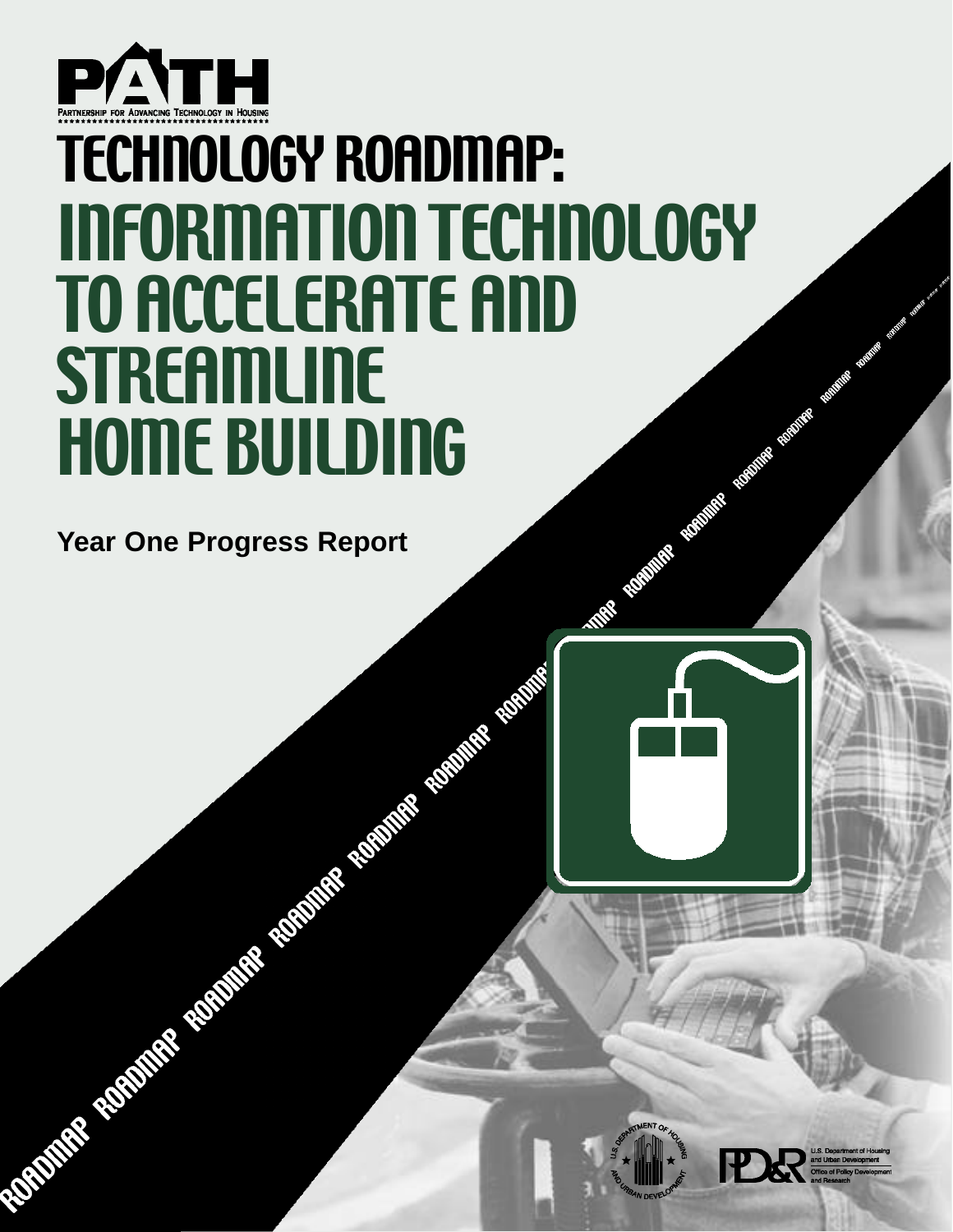PATH

PARTNERSHIP FOR ADVANCING TECHNOLOGY IN HOUSING

# TECHNOLOGY ROADMAP: INFORMATION TECHNOLOGY TO ACCELERATE AND STREAMLINE HOME BUILDING

**Year One Progress Report**

U.S. Department of Housing and Urban Development
Office of Policy Development and Research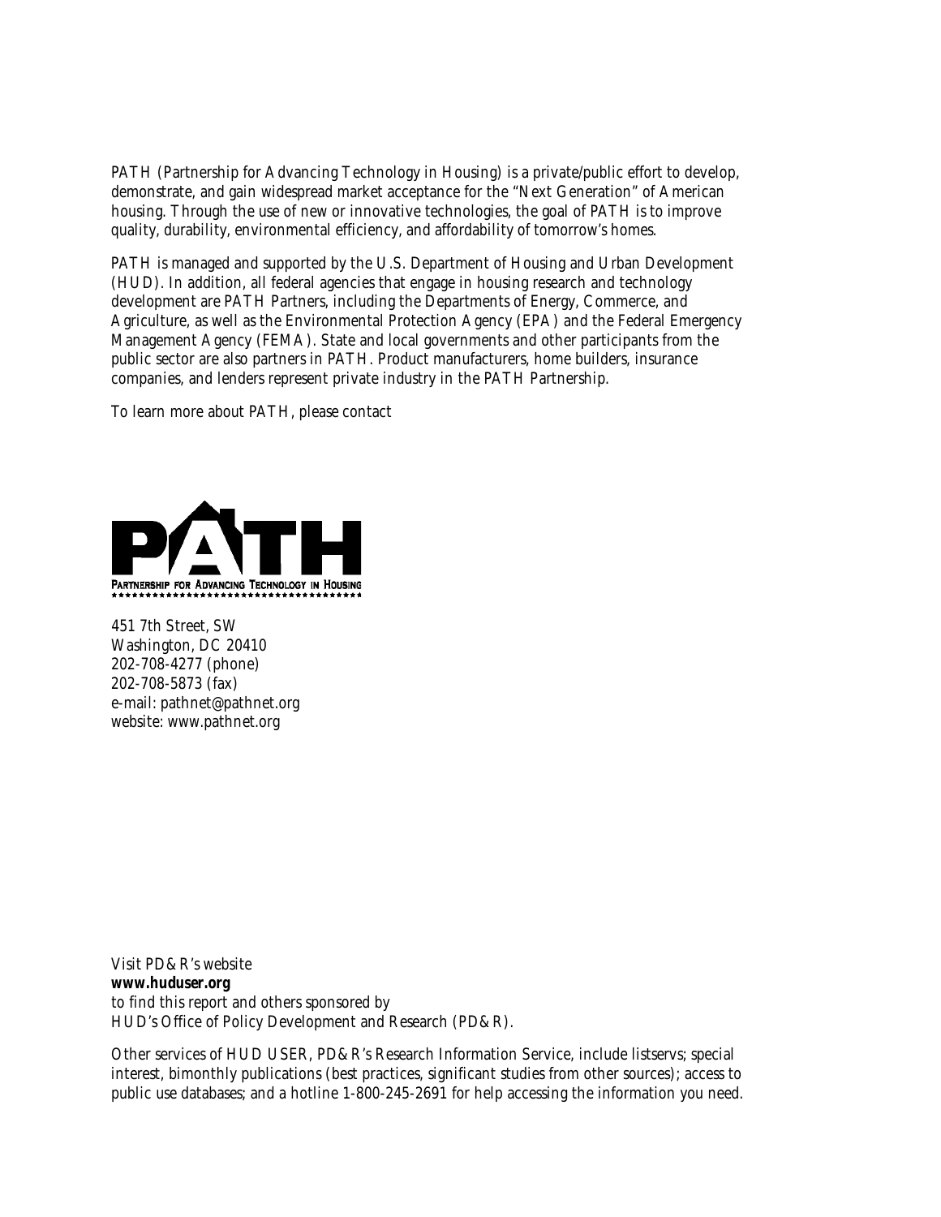PATH (Partnership for Advancing Technology in Housing) is a private/public effort to develop, demonstrate, and gain widespread market acceptance for the "Next Generation" of American housing. Through the use of new or innovative technologies, the goal of PATH is to improve quality, durability, environmental efficiency, and affordability of tomorrow's homes.

PATH is managed and supported by the U.S. Department of Housing and Urban Development (HUD). In addition, all federal agencies that engage in housing research and technology development are PATH Partners, including the Departments of Energy, Commerce, and Agriculture, as well as the Environmental Protection Agency (EPA) and the Federal Emergency Management Agency (FEMA). State and local governments and other participants from the public sector are also partners in PATH. Product manufacturers, home builders, insurance companies, and lenders represent private industry in the PATH Partnership.

To learn more about PATH, please contact

PATH

PARTNERSHIP FOR ADVANCING TECHNOLOGY IN HOUSING

451 7th Street, SW
Washington, DC 20410
202-708-4277 (phone)
202-708-5873 (fax)
e-mail: pathnet@pathnet.org
website: www.pathnet.org

Visit PD&R's website
**www.huduser.org**
to find this report and others sponsored by
HUD's Office of Policy Development and Research (PD&R).

Other services of HUD USER, PD&R's Research Information Service, include listservs; special interest, bimonthly publications (best practices, significant studies from other sources); access to public use databases; and a hotline 1-800-245-2691 for help accessing the information you need.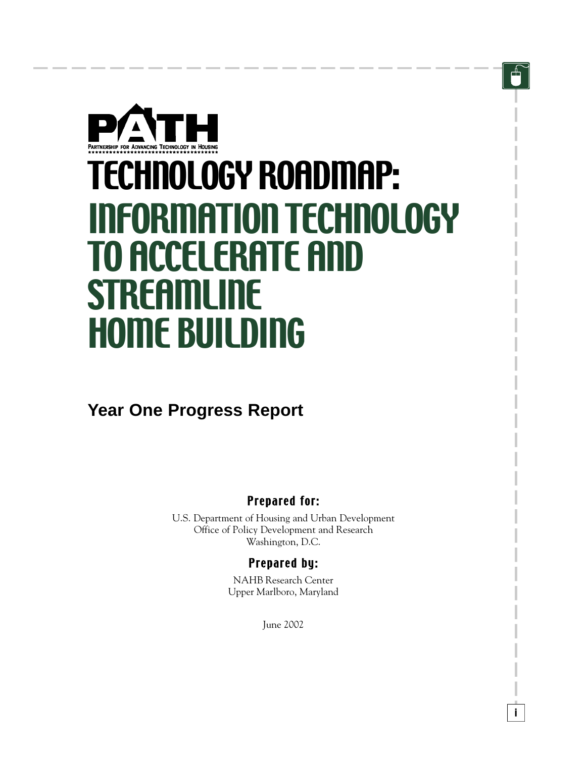# PATH

PARTNERSHIP FOR ADVANCING TECHNOLOGY IN HOUSING

# TECHNOLOGY ROADMAP: INFORMATION TECHNOLOGY TO ACCELERATE AND STREAMLINE HOME BUILDING

## Year One Progress Report

**Prepared for:**

U.S. Department of Housing and Urban Development
Office of Policy Development and Research
Washington, D.C.

**Prepared by:**

NAHB Research Center
Upper Marlboro, Maryland

June 2002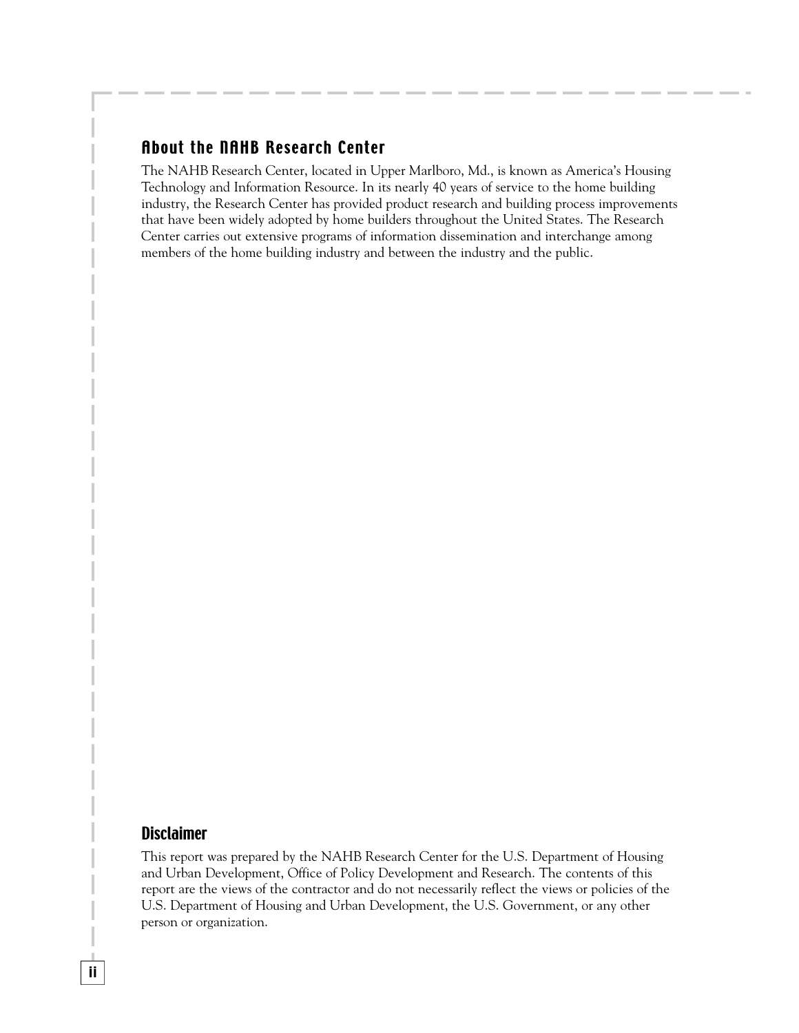## About the NAHB Research Center

The NAHB Research Center, located in Upper Marlboro, Md., is known as America's Housing Technology and Information Resource. In its nearly 40 years of service to the home building industry, the Research Center has provided product research and building process improvements that have been widely adopted by home builders throughout the United States. The Research Center carries out extensive programs of information dissemination and interchange among members of the home building industry and between the industry and the public.

## Disclaimer

This report was prepared by the NAHB Research Center for the U.S. Department of Housing and Urban Development, Office of Policy Development and Research. The contents of this report are the views of the contractor and do not necessarily reflect the views or policies of the U.S. Department of Housing and Urban Development, the U.S. Government, or any other person or organization.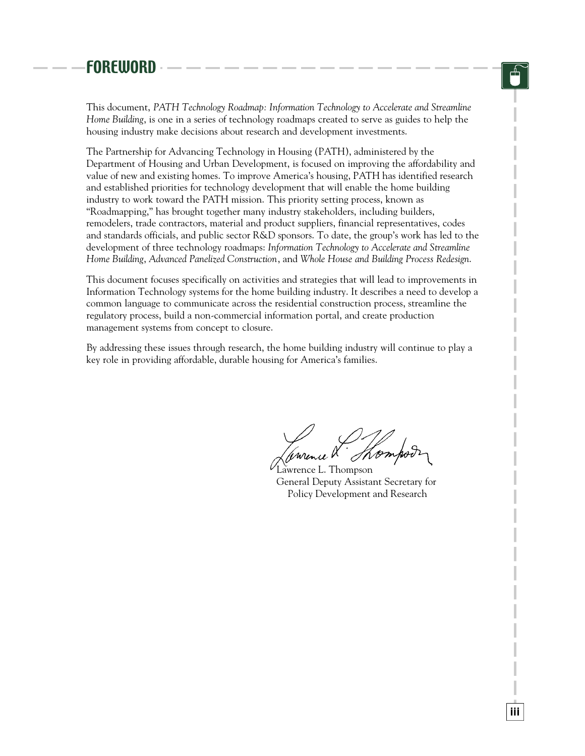# FOREWORD

This document, *PATH Technology Roadmap: Information Technology to Accelerate and Streamline Home Building*, is one in a series of technology roadmaps created to serve as guides to help the housing industry make decisions about research and development investments.

The Partnership for Advancing Technology in Housing (PATH), administered by the Department of Housing and Urban Development, is focused on improving the affordability and value of new and existing homes. To improve America's housing, PATH has identified research and established priorities for technology development that will enable the home building industry to work toward the PATH mission. This priority setting process, known as "Roadmapping," has brought together many industry stakeholders, including builders, remodelers, trade contractors, material and product suppliers, financial representatives, codes and standards officials, and public sector R&D sponsors. To date, the group's work has led to the development of three technology roadmaps: *Information Technology to Accelerate and Streamline Home Building*, *Advanced Panelized Construction*, and *Whole House and Building Process Redesign*.

This document focuses specifically on activities and strategies that will lead to improvements in Information Technology systems for the home building industry. It describes a need to develop a common language to communicate across the residential construction process, streamline the regulatory process, build a non-commercial information portal, and create production management systems from concept to closure.

By addressing these issues through research, the home building industry will continue to play a key role in providing affordable, durable housing for America's families.

Lawrence L. Thompson
General Deputy Assistant Secretary for
Policy Development and Research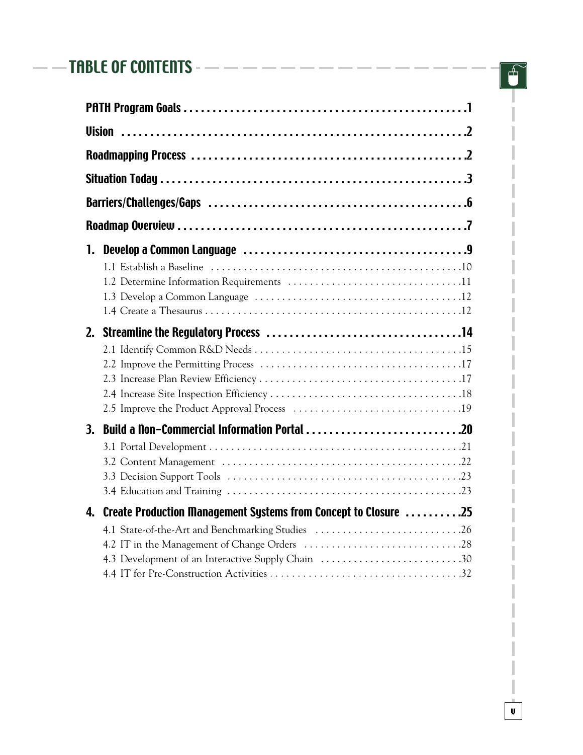# TABLE OF CONTENTS

**PATH Program Goals** .......... 1

**Vision** .......... 2

**Roadmapping Process** .......... 2

**Situation Today** .......... 3

**Barriers/Challenges/Gaps** .......... 6

**Roadmap Overview** .......... 7

**1. Develop a Common Language** .......... 9

- 1.1 Establish a Baseline .......... 10
- 1.2 Determine Information Requirements .......... 11
- 1.3 Develop a Common Language .......... 12
- 1.4 Create a Thesaurus .......... 12

**2. Streamline the Regulatory Process** .......... 14

- 2.1 Identify Common R&D Needs .......... 15
- 2.2 Improve the Permitting Process .......... 17
- 2.3 Increase Plan Review Efficiency .......... 17
- 2.4 Increase Site Inspection Efficiency .......... 18
- 2.5 Improve the Product Approval Process .......... 19

**3. Build a Non-Commercial Information Portal** .......... 20

- 3.1 Portal Development .......... 21
- 3.2 Content Management .......... 22
- 3.3 Decision Support Tools .......... 23
- 3.4 Education and Training .......... 23

**4. Create Production Management Systems from Concept to Closure** .......... 25

- 4.1 State-of-the-Art and Benchmarking Studies .......... 26
- 4.2 IT in the Management of Change Orders .......... 28
- 4.3 Development of an Interactive Supply Chain .......... 30
- 4.4 IT for Pre-Construction Activities .......... 32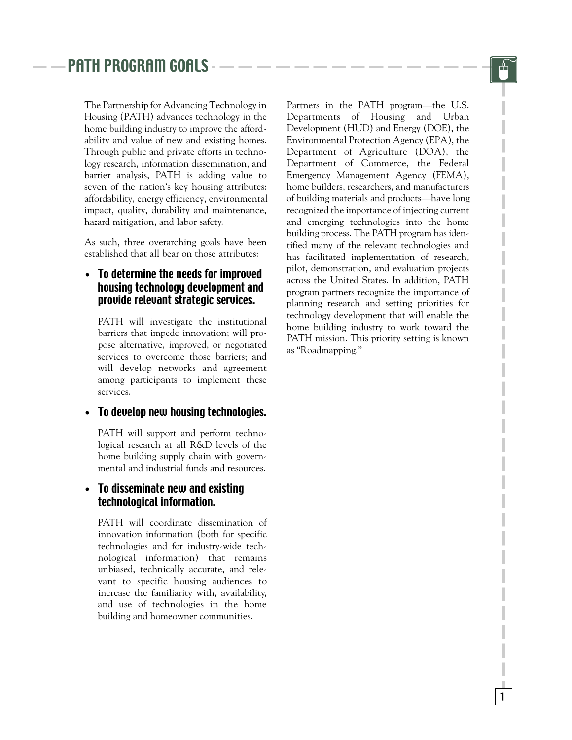# PATH PROGRAM GOALS

The Partnership for Advancing Technology in Housing (PATH) advances technology in the home building industry to improve the affordability and value of new and existing homes. Through public and private efforts in technology research, information dissemination, and barrier analysis, PATH is adding value to seven of the nation's key housing attributes: affordability, energy efficiency, environmental impact, quality, durability and maintenance, hazard mitigation, and labor safety.

As such, three overarching goals have been established that all bear on those attributes:

- **To determine the needs for improved housing technology development and provide relevant strategic services.**

  PATH will investigate the institutional barriers that impede innovation; will propose alternative, improved, or negotiated services to overcome those barriers; and will develop networks and agreement among participants to implement these services.

- **To develop new housing technologies.**

  PATH will support and perform technological research at all R&D levels of the home building supply chain with governmental and industrial funds and resources.

- **To disseminate new and existing technological information.**

  PATH will coordinate dissemination of innovation information (both for specific technologies and for industry-wide technological information) that remains unbiased, technically accurate, and relevant to specific housing audiences to increase the familiarity with, availability, and use of technologies in the home building and homeowner communities.

Partners in the PATH program—the U.S. Departments of Housing and Urban Development (HUD) and Energy (DOE), the Environmental Protection Agency (EPA), the Department of Agriculture (DOA), the Department of Commerce, the Federal Emergency Management Agency (FEMA), home builders, researchers, and manufacturers of building materials and products—have long recognized the importance of injecting current and emerging technologies into the home building process. The PATH program has identified many of the relevant technologies and has facilitated implementation of research, pilot, demonstration, and evaluation projects across the United States. In addition, PATH program partners recognize the importance of planning research and setting priorities for technology development that will enable the home building industry to work toward the PATH mission. This priority setting is known as "Roadmapping."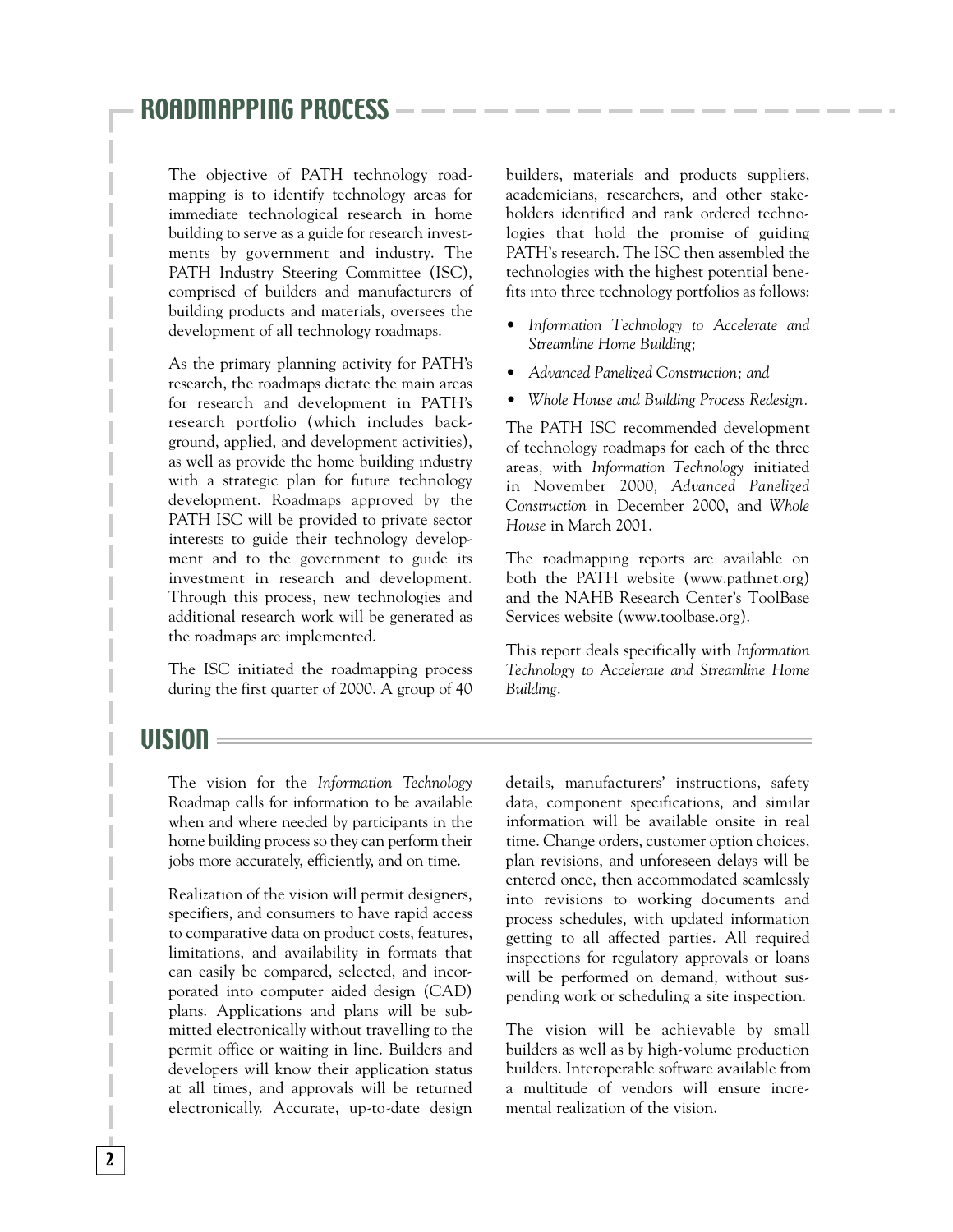## ROADMAPPING PROCESS

The objective of PATH technology roadmapping is to identify technology areas for immediate technological research in home building to serve as a guide for research investments by government and industry. The PATH Industry Steering Committee (ISC), comprised of builders and manufacturers of building products and materials, oversees the development of all technology roadmaps.

As the primary planning activity for PATH's research, the roadmaps dictate the main areas for research and development in PATH's research portfolio (which includes background, applied, and development activities), as well as provide the home building industry with a strategic plan for future technology development. Roadmaps approved by the PATH ISC will be provided to private sector interests to guide their technology development and to the government to guide its investment in research and development. Through this process, new technologies and additional research work will be generated as the roadmaps are implemented.

The ISC initiated the roadmapping process during the first quarter of 2000. A group of 40 builders, materials and products suppliers, academicians, researchers, and other stakeholders identified and rank ordered technologies that hold the promise of guiding PATH's research. The ISC then assembled the technologies with the highest potential benefits into three technology portfolios as follows:

- *Information Technology to Accelerate and Streamline Home Building;*
- *Advanced Panelized Construction; and*
- *Whole House and Building Process Redesign.*

The PATH ISC recommended development of technology roadmaps for each of the three areas, with *Information Technology* initiated in November 2000, *Advanced Panelized Construction* in December 2000, and *Whole House* in March 2001.

The roadmapping reports are available on both the PATH website (www.pathnet.org) and the NAHB Research Center's ToolBase Services website (www.toolbase.org).

This report deals specifically with *Information Technology to Accelerate and Streamline Home Building*.

## VISION

The vision for the *Information Technology* Roadmap calls for information to be available when and where needed by participants in the home building process so they can perform their jobs more accurately, efficiently, and on time.

Realization of the vision will permit designers, specifiers, and consumers to have rapid access to comparative data on product costs, features, limitations, and availability in formats that can easily be compared, selected, and incorporated into computer aided design (CAD) plans. Applications and plans will be submitted electronically without travelling to the permit office or waiting in line. Builders and developers will know their application status at all times, and approvals will be returned electronically. Accurate, up-to-date design details, manufacturers' instructions, safety data, component specifications, and similar information will be available onsite in real time. Change orders, customer option choices, plan revisions, and unforeseen delays will be entered once, then accommodated seamlessly into revisions to working documents and process schedules, with updated information getting to all affected parties. All required inspections for regulatory approvals or loans will be performed on demand, without suspending work or scheduling a site inspection.

The vision will be achievable by small builders as well as by high-volume production builders. Interoperable software available from a multitude of vendors will ensure incremental realization of the vision.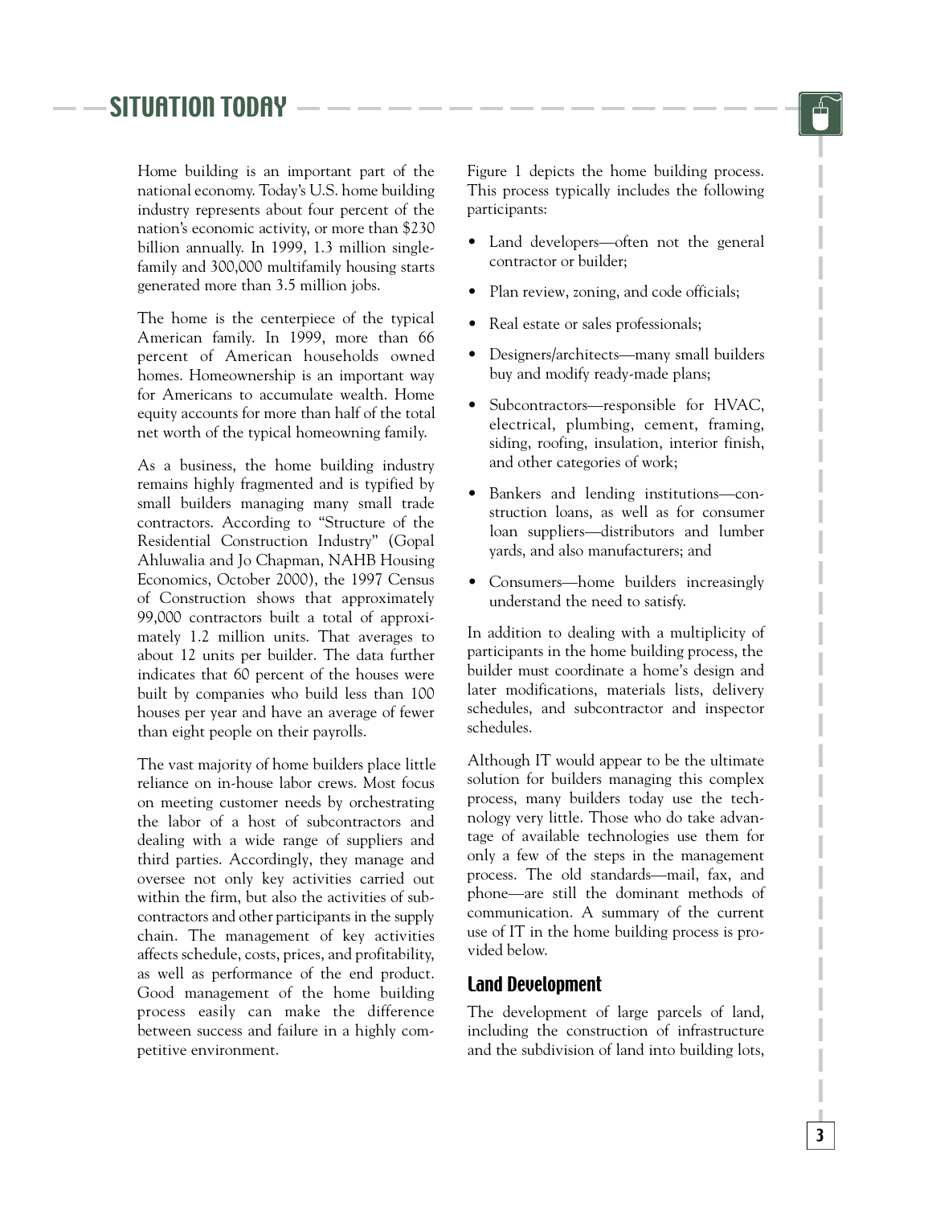# SITUATION TODAY

Home building is an important part of the national economy. Today's U.S. home building industry represents about four percent of the nation's economic activity, or more than $230 billion annually. In 1999, 1.3 million single-family and 300,000 multifamily housing starts generated more than 3.5 million jobs.

The home is the centerpiece of the typical American family. In 1999, more than 66 percent of American households owned homes. Homeownership is an important way for Americans to accumulate wealth. Home equity accounts for more than half of the total net worth of the typical homeowning family.

As a business, the home building industry remains highly fragmented and is typified by small builders managing many small trade contractors. According to "Structure of the Residential Construction Industry" (Gopal Ahluwalia and Jo Chapman, NAHB Housing Economics, October 2000), the 1997 Census of Construction shows that approximately 99,000 contractors built a total of approximately 1.2 million units. That averages to about 12 units per builder. The data further indicates that 60 percent of the houses were built by companies who build less than 100 houses per year and have an average of fewer than eight people on their payrolls.

The vast majority of home builders place little reliance on in-house labor crews. Most focus on meeting customer needs by orchestrating the labor of a host of subcontractors and dealing with a wide range of suppliers and third parties. Accordingly, they manage and oversee not only key activities carried out within the firm, but also the activities of subcontractors and other participants in the supply chain. The management of key activities affects schedule, costs, prices, and profitability, as well as performance of the end product. Good management of the home building process easily can make the difference between success and failure in a highly competitive environment.

Figure 1 depicts the home building process. This process typically includes the following participants:

- Land developers—often not the general contractor or builder;
- Plan review, zoning, and code officials;
- Real estate or sales professionals;
- Designers/architects—many small builders buy and modify ready-made plans;
- Subcontractors—responsible for HVAC, electrical, plumbing, cement, framing, siding, roofing, insulation, interior finish, and other categories of work;
- Bankers and lending institutions—construction loans, as well as for consumer loan suppliers—distributors and lumber yards, and also manufacturers; and
- Consumers—home builders increasingly understand the need to satisfy.

In addition to dealing with a multiplicity of participants in the home building process, the builder must coordinate a home's design and later modifications, materials lists, delivery schedules, and subcontractor and inspector schedules.

Although IT would appear to be the ultimate solution for builders managing this complex process, many builders today use the technology very little. Those who do take advantage of available technologies use them for only a few of the steps in the management process. The old standards—mail, fax, and phone—are still the dominant methods of communication. A summary of the current use of IT in the home building process is provided below.

## Land Development

The development of large parcels of land, including the construction of infrastructure and the subdivision of land into building lots,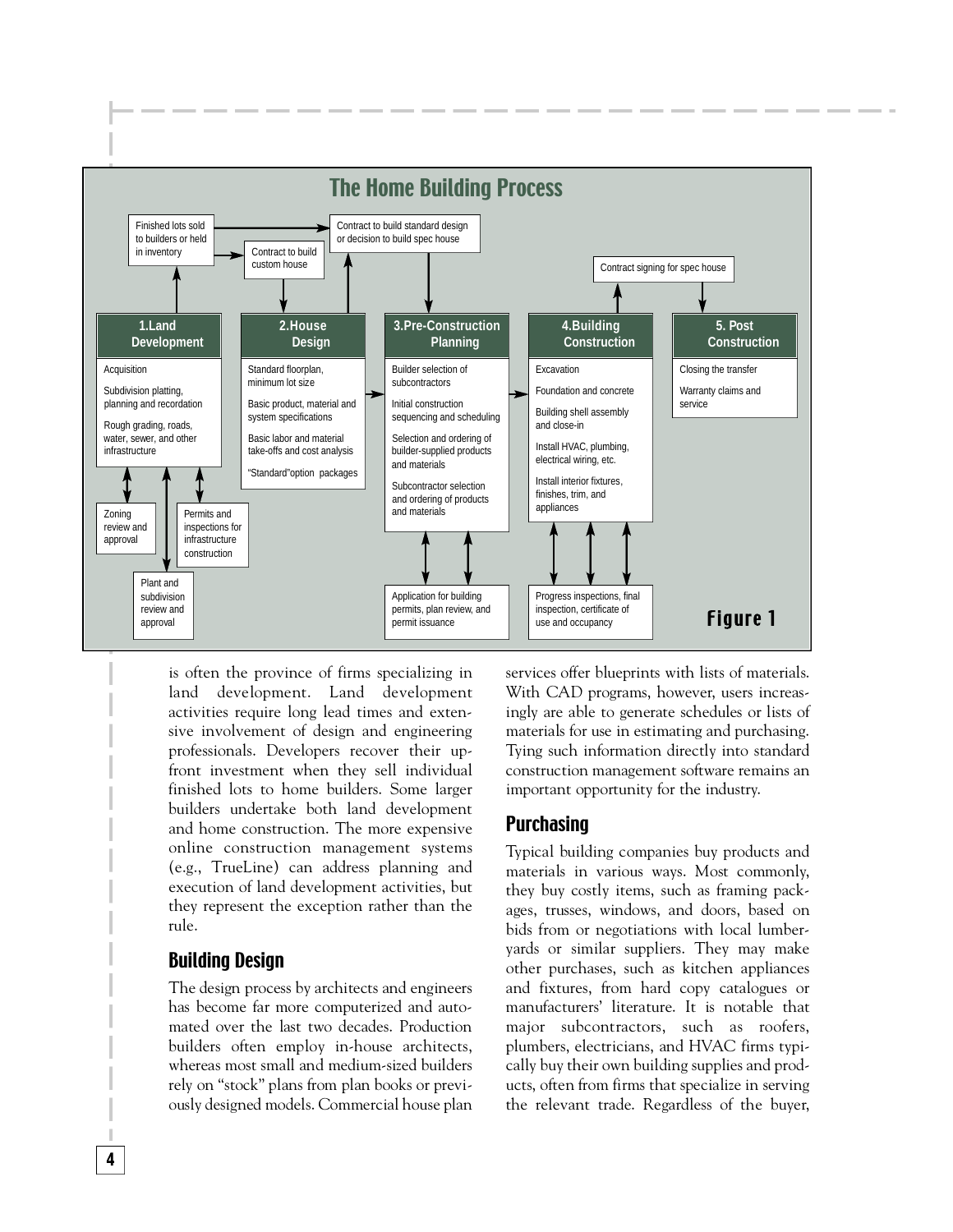## The Home Building Process

**1. Land Development**
- Acquisition
- Subdivision platting, planning and recordation
- Rough grading, roads, water, sewer, and other infrastructure

**2. House Design**
- Standard floorplan, minimum lot size
- Basic product, material and system specifications
- Basic labor and material take-offs and cost analysis
- "Standard" option packages

**3. Pre-Construction Planning**
- Builder selection of subcontractors
- Initial construction sequencing and scheduling
- Selection and ordering of builder-supplied products and materials
- Subcontractor selection and ordering of products and materials

**4. Building Construction**
- Excavation
- Foundation and concrete
- Building shell assembly and close-in
- Install HVAC, plumbing, electrical wiring, etc.
- Install interior fixtures, finishes, trim, and appliances

**5. Post Construction**
- Closing the transfer
- Warranty claims and service

Other elements: Finished lots sold to builders or held in inventory; Contract to build custom house; Contract to build standard design or decision to build spec house; Contract signing for spec house; Zoning review and approval; Permits and inspections for infrastructure construction; Plant and subdivision review and approval; Application for building permits, plan review, and permit issuance; Progress inspections, final inspection, certificate of use and occupancy

**Figure 1**

is often the province of firms specializing in land development. Land development activities require long lead times and extensive involvement of design and engineering professionals. Developers recover their upfront investment when they sell individual finished lots to home builders. Some larger builders undertake both land development and home construction. The more expensive online construction management systems (e.g., TrueLine) can address planning and execution of land development activities, but they represent the exception rather than the rule.

## Building Design

The design process by architects and engineers has become far more computerized and automated over the last two decades. Production builders often employ in-house architects, whereas most small and medium-sized builders rely on "stock" plans from plan books or previously designed models. Commercial house plan services offer blueprints with lists of materials. With CAD programs, however, users increasingly are able to generate schedules or lists of materials for use in estimating and purchasing. Tying such information directly into standard construction management software remains an important opportunity for the industry.

## Purchasing

Typical building companies buy products and materials in various ways. Most commonly, they buy costly items, such as framing packages, trusses, windows, and doors, based on bids from or negotiations with local lumberyards or similar suppliers. They may make other purchases, such as kitchen appliances and fixtures, from hard copy catalogues or manufacturers' literature. It is notable that major subcontractors, such as roofers, plumbers, electricians, and HVAC firms typically buy their own building supplies and products, often from firms that specialize in serving the relevant trade. Regardless of the buyer,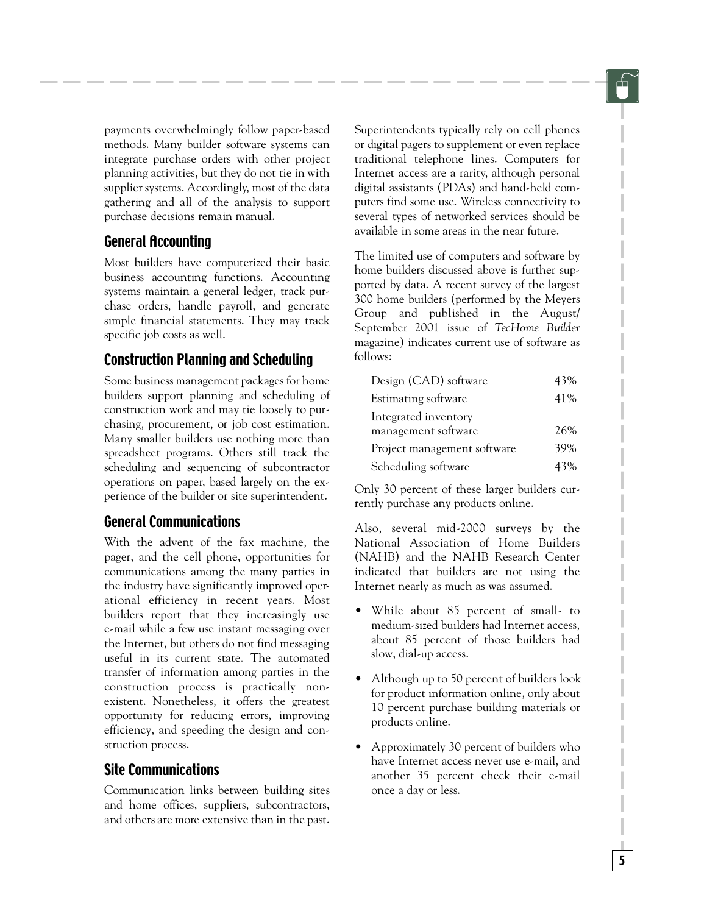payments overwhelmingly follow paper-based methods. Many builder software systems can integrate purchase orders with other project planning activities, but they do not tie in with supplier systems. Accordingly, most of the data gathering and all of the analysis to support purchase decisions remain manual.

### General Accounting

Most builders have computerized their basic business accounting functions. Accounting systems maintain a general ledger, track purchase orders, handle payroll, and generate simple financial statements. They may track specific job costs as well.

### Construction Planning and Scheduling

Some business management packages for home builders support planning and scheduling of construction work and may tie loosely to purchasing, procurement, or job cost estimation. Many smaller builders use nothing more than spreadsheet programs. Others still track the scheduling and sequencing of subcontractor operations on paper, based largely on the experience of the builder or site superintendent.

### General Communications

With the advent of the fax machine, the pager, and the cell phone, opportunities for communications among the many parties in the industry have significantly improved operational efficiency in recent years. Most builders report that they increasingly use e-mail while a few use instant messaging over the Internet, but others do not find messaging useful in its current state. The automated transfer of information among parties in the construction process is practically nonexistent. Nonetheless, it offers the greatest opportunity for reducing errors, improving efficiency, and speeding the design and construction process.

### Site Communications

Communication links between building sites and home offices, suppliers, subcontractors, and others are more extensive than in the past. Superintendents typically rely on cell phones or digital pagers to supplement or even replace traditional telephone lines. Computers for Internet access are a rarity, although personal digital assistants (PDAs) and hand-held computers find some use. Wireless connectivity to several types of networked services should be available in some areas in the near future.

The limited use of computers and software by home builders discussed above is further supported by data. A recent survey of the largest 300 home builders (performed by the Meyers Group and published in the August/September 2001 issue of *TecHome Builder* magazine) indicates current use of software as follows:

| Software | Use |
|---|---|
| Design (CAD) software | 43% |
| Estimating software | 41% |
| Integrated inventory management software | 26% |
| Project management software | 39% |
| Scheduling software | 43% |

Only 30 percent of these larger builders currently purchase any products online.

Also, several mid-2000 surveys by the National Association of Home Builders (NAHB) and the NAHB Research Center indicated that builders are not using the Internet nearly as much as was assumed.

- While about 85 percent of small- to medium-sized builders had Internet access, about 85 percent of those builders had slow, dial-up access.
- Although up to 50 percent of builders look for product information online, only about 10 percent purchase building materials or products online.
- Approximately 30 percent of builders who have Internet access never use e-mail, and another 35 percent check their e-mail once a day or less.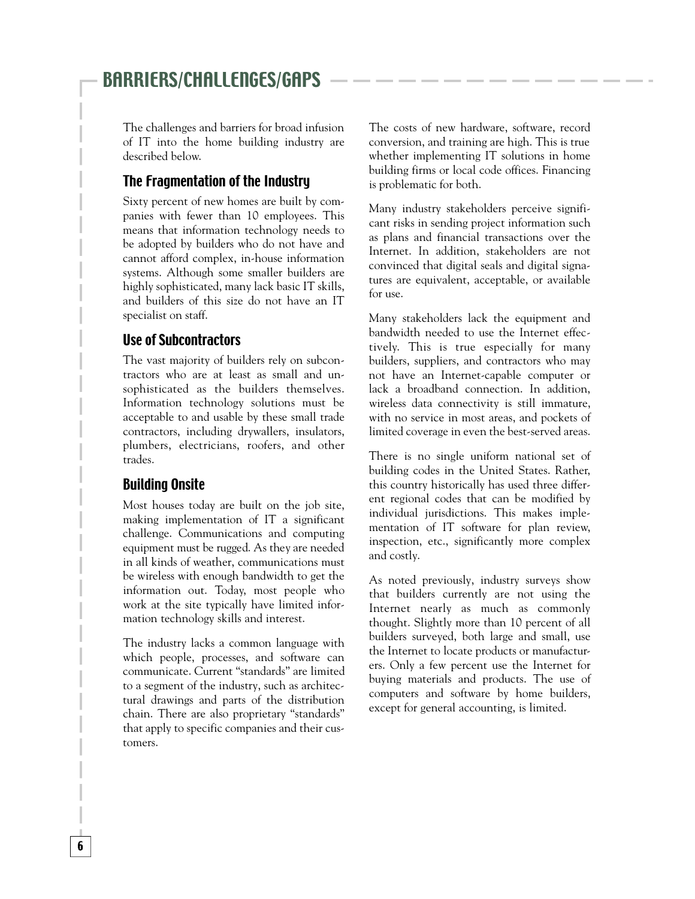# BARRIERS/CHALLENGES/GAPS

The challenges and barriers for broad infusion of IT into the home building industry are described below.

## The Fragmentation of the Industry

Sixty percent of new homes are built by companies with fewer than 10 employees. This means that information technology needs to be adopted by builders who do not have and cannot afford complex, in-house information systems. Although some smaller builders are highly sophisticated, many lack basic IT skills, and builders of this size do not have an IT specialist on staff.

## Use of Subcontractors

The vast majority of builders rely on subcontractors who are at least as small and unsophisticated as the builders themselves. Information technology solutions must be acceptable to and usable by these small trade contractors, including drywallers, insulators, plumbers, electricians, roofers, and other trades.

## Building Onsite

Most houses today are built on the job site, making implementation of IT a significant challenge. Communications and computing equipment must be rugged. As they are needed in all kinds of weather, communications must be wireless with enough bandwidth to get the information out. Today, most people who work at the site typically have limited information technology skills and interest.

The industry lacks a common language with which people, processes, and software can communicate. Current "standards" are limited to a segment of the industry, such as architectural drawings and parts of the distribution chain. There are also proprietary "standards" that apply to specific companies and their customers.

The costs of new hardware, software, record conversion, and training are high. This is true whether implementing IT solutions in home building firms or local code offices. Financing is problematic for both.

Many industry stakeholders perceive significant risks in sending project information such as plans and financial transactions over the Internet. In addition, stakeholders are not convinced that digital seals and digital signatures are equivalent, acceptable, or available for use.

Many stakeholders lack the equipment and bandwidth needed to use the Internet effectively. This is true especially for many builders, suppliers, and contractors who may not have an Internet-capable computer or lack a broadband connection. In addition, wireless data connectivity is still immature, with no service in most areas, and pockets of limited coverage in even the best-served areas.

There is no single uniform national set of building codes in the United States. Rather, this country historically has used three different regional codes that can be modified by individual jurisdictions. This makes implementation of IT software for plan review, inspection, etc., significantly more complex and costly.

As noted previously, industry surveys show that builders currently are not using the Internet nearly as much as commonly thought. Slightly more than 10 percent of all builders surveyed, both large and small, use the Internet to locate products or manufacturers. Only a few percent use the Internet for buying materials and products. The use of computers and software by home builders, except for general accounting, is limited.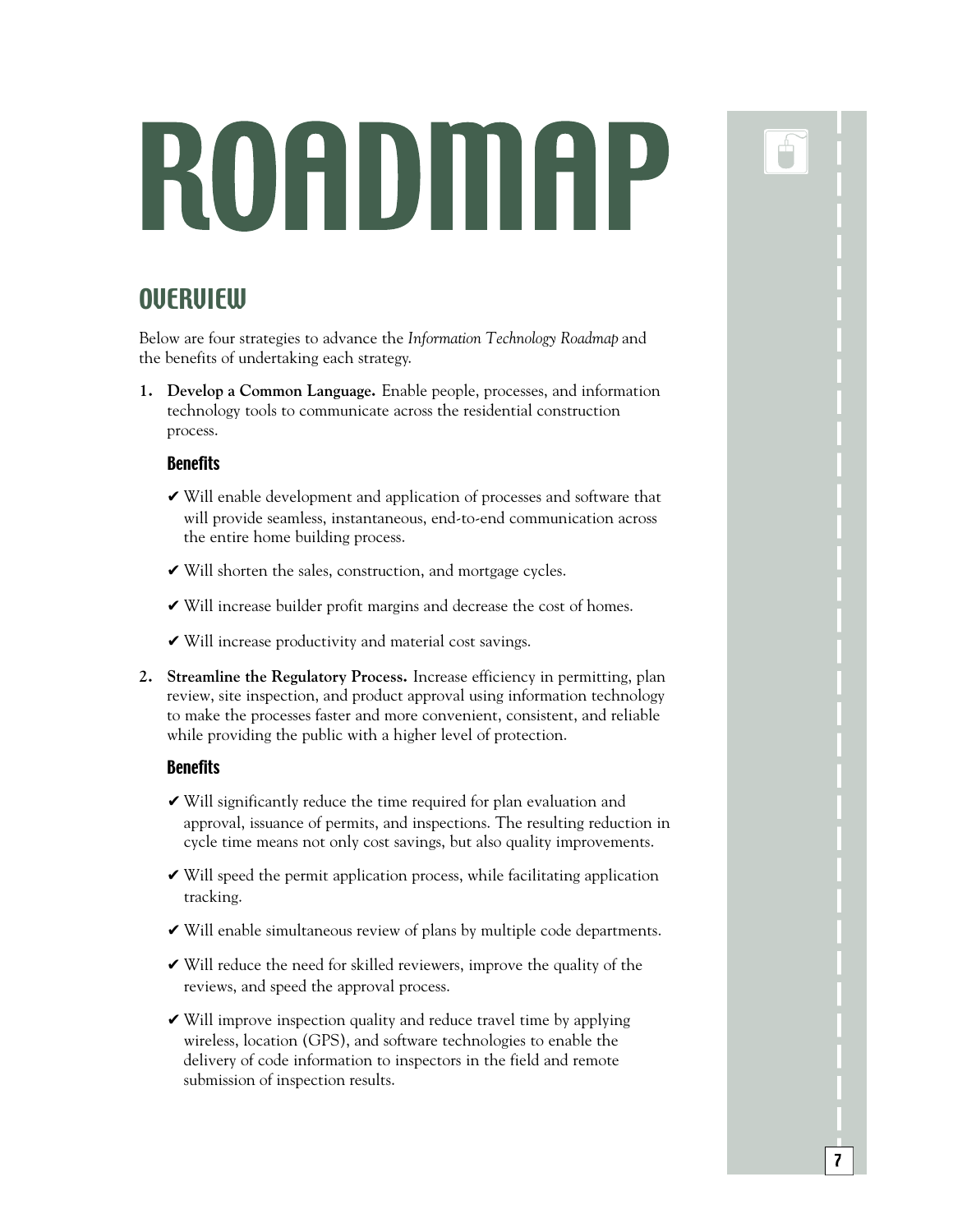# ROADMAP

## OVERVIEW

Below are four strategies to advance the *Information Technology Roadmap* and the benefits of undertaking each strategy.

1. **Develop a Common Language.** Enable people, processes, and information technology tools to communicate across the residential construction process.

   ### Benefits

   - ✔ Will enable development and application of processes and software that will provide seamless, instantaneous, end-to-end communication across the entire home building process.
   - ✔ Will shorten the sales, construction, and mortgage cycles.
   - ✔ Will increase builder profit margins and decrease the cost of homes.
   - ✔ Will increase productivity and material cost savings.

2. **Streamline the Regulatory Process.** Increase efficiency in permitting, plan review, site inspection, and product approval using information technology to make the processes faster and more convenient, consistent, and reliable while providing the public with a higher level of protection.

   ### Benefits

   - ✔ Will significantly reduce the time required for plan evaluation and approval, issuance of permits, and inspections. The resulting reduction in cycle time means not only cost savings, but also quality improvements.
   - ✔ Will speed the permit application process, while facilitating application tracking.
   - ✔ Will enable simultaneous review of plans by multiple code departments.
   - ✔ Will reduce the need for skilled reviewers, improve the quality of the reviews, and speed the approval process.
   - ✔ Will improve inspection quality and reduce travel time by applying wireless, location (GPS), and software technologies to enable the delivery of code information to inspectors in the field and remote submission of inspection results.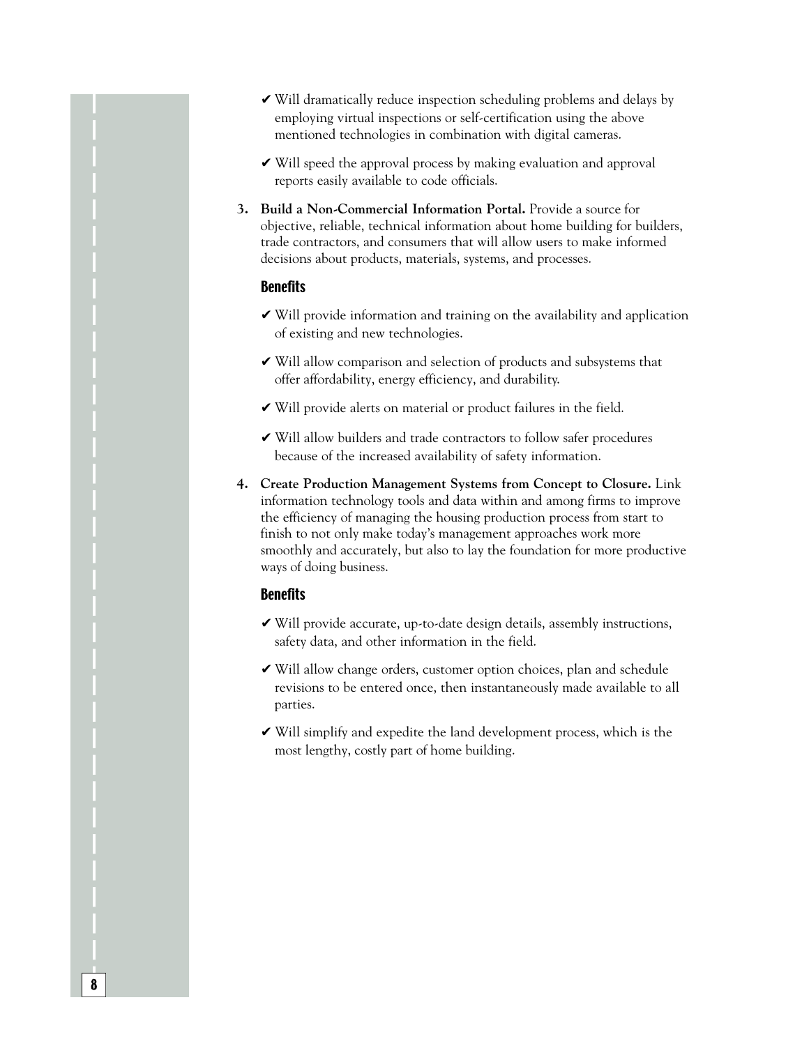- ✔ Will dramatically reduce inspection scheduling problems and delays by employing virtual inspections or self-certification using the above mentioned technologies in combination with digital cameras.
- ✔ Will speed the approval process by making evaluation and approval reports easily available to code officials.

3. **Build a Non-Commercial Information Portal.** Provide a source for objective, reliable, technical information about home building for builders, trade contractors, and consumers that will allow users to make informed decisions about products, materials, systems, and processes.

### Benefits

- ✔ Will provide information and training on the availability and application of existing and new technologies.
- ✔ Will allow comparison and selection of products and subsystems that offer affordability, energy efficiency, and durability.
- ✔ Will provide alerts on material or product failures in the field.
- ✔ Will allow builders and trade contractors to follow safer procedures because of the increased availability of safety information.

4. **Create Production Management Systems from Concept to Closure.** Link information technology tools and data within and among firms to improve the efficiency of managing the housing production process from start to finish to not only make today's management approaches work more smoothly and accurately, but also to lay the foundation for more productive ways of doing business.

### Benefits

- ✔ Will provide accurate, up-to-date design details, assembly instructions, safety data, and other information in the field.
- ✔ Will allow change orders, customer option choices, plan and schedule revisions to be entered once, then instantaneously made available to all parties.
- ✔ Will simplify and expedite the land development process, which is the most lengthy, costly part of home building.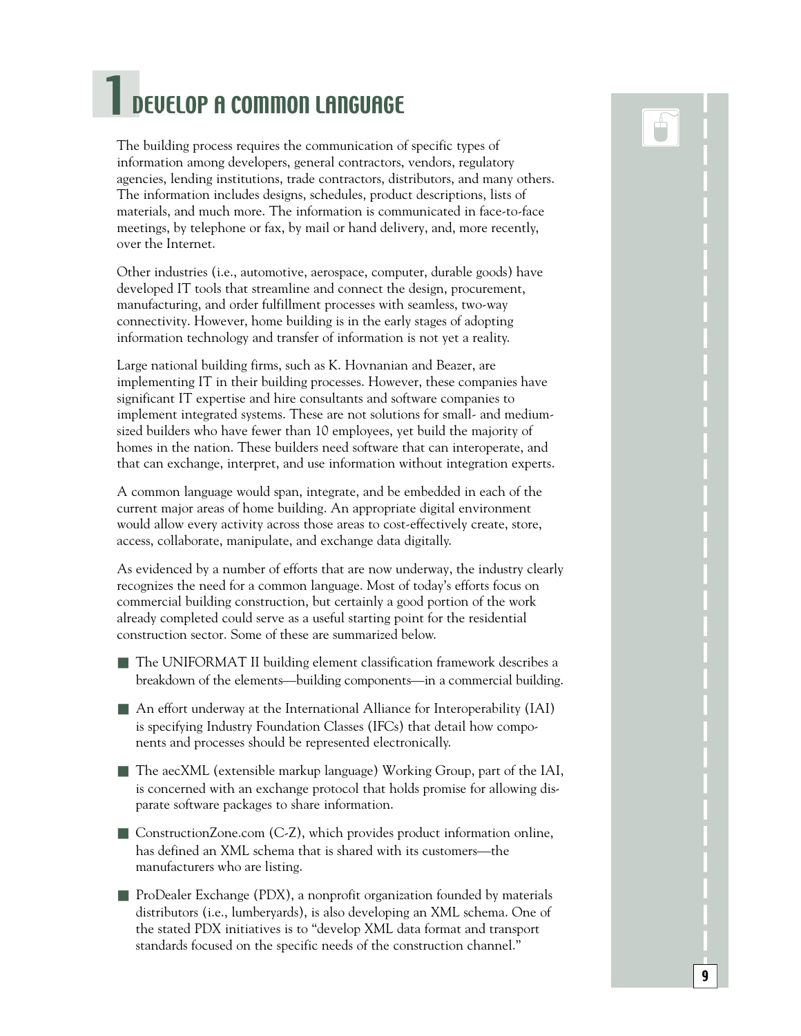# 1 DEVELOP A COMMON LANGUAGE

The building process requires the communication of specific types of information among developers, general contractors, vendors, regulatory agencies, lending institutions, trade contractors, distributors, and many others. The information includes designs, schedules, product descriptions, lists of materials, and much more. The information is communicated in face-to-face meetings, by telephone or fax, by mail or hand delivery, and, more recently, over the Internet.

Other industries (i.e., automotive, aerospace, computer, durable goods) have developed IT tools that streamline and connect the design, procurement, manufacturing, and order fulfillment processes with seamless, two-way connectivity. However, home building is in the early stages of adopting information technology and transfer of information is not yet a reality.

Large national building firms, such as K. Hovnanian and Beazer, are implementing IT in their building processes. However, these companies have significant IT expertise and hire consultants and software companies to implement integrated systems. These are not solutions for small- and medium-sized builders who have fewer than 10 employees, yet build the majority of homes in the nation. These builders need software that can interoperate, and that can exchange, interpret, and use information without integration experts.

A common language would span, integrate, and be embedded in each of the current major areas of home building. An appropriate digital environment would allow every activity across those areas to cost-effectively create, store, access, collaborate, manipulate, and exchange data digitally.

As evidenced by a number of efforts that are now underway, the industry clearly recognizes the need for a common language. Most of today's efforts focus on commercial building construction, but certainly a good portion of the work already completed could serve as a useful starting point for the residential construction sector. Some of these are summarized below.

- The UNIFORMAT II building element classification framework describes a breakdown of the elements—building components—in a commercial building.
- An effort underway at the International Alliance for Interoperability (IAI) is specifying Industry Foundation Classes (IFCs) that detail how components and processes should be represented electronically.
- The aecXML (extensible markup language) Working Group, part of the IAI, is concerned with an exchange protocol that holds promise for allowing disparate software packages to share information.
- ConstructionZone.com (C-Z), which provides product information online, has defined an XML schema that is shared with its customers—the manufacturers who are listing.
- ProDealer Exchange (PDX), a nonprofit organization founded by materials distributors (i.e., lumberyards), is also developing an XML schema. One of the stated PDX initiatives is to "develop XML data format and transport standards focused on the specific needs of the construction channel."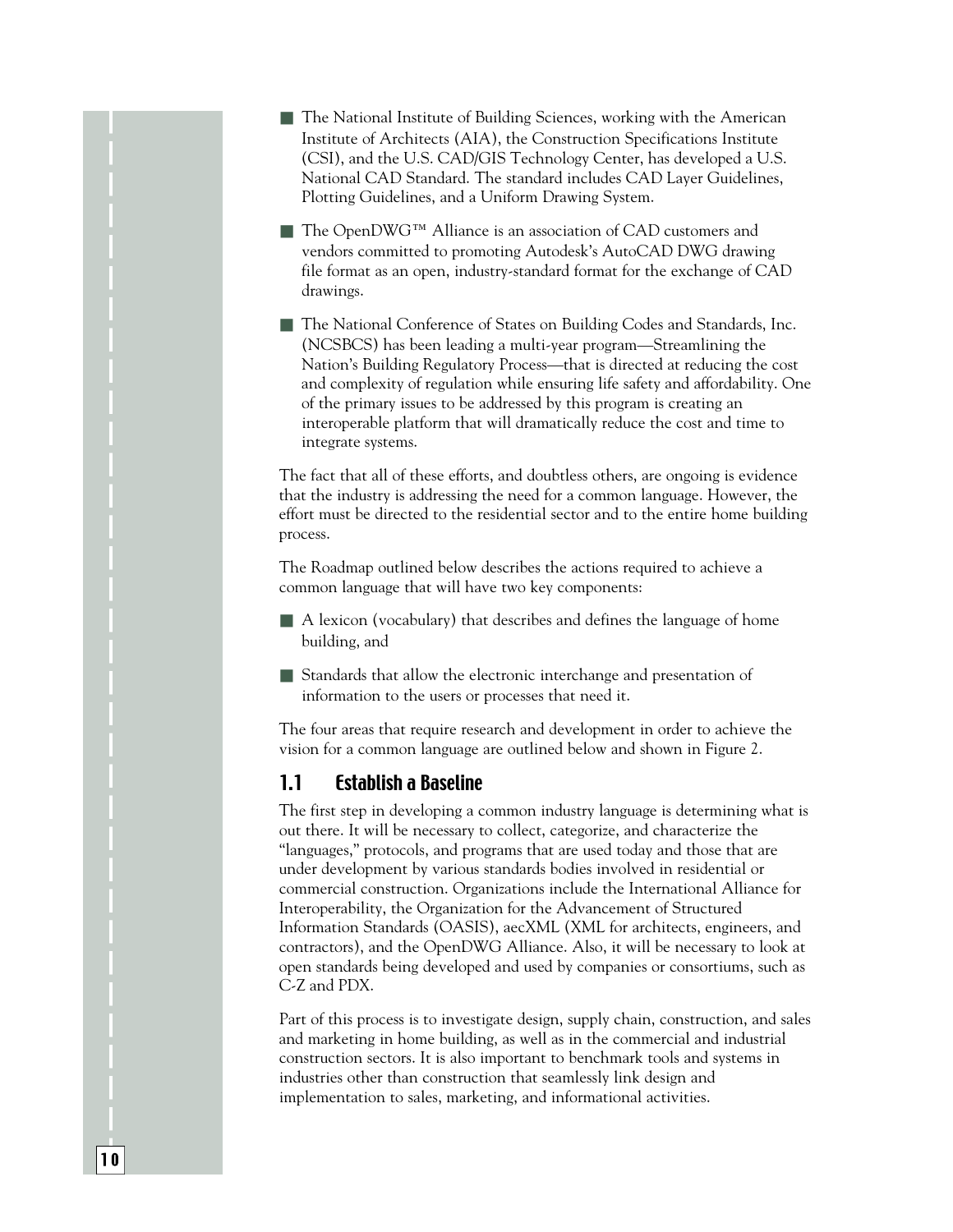- The National Institute of Building Sciences, working with the American Institute of Architects (AIA), the Construction Specifications Institute (CSI), and the U.S. CAD/GIS Technology Center, has developed a U.S. National CAD Standard. The standard includes CAD Layer Guidelines, Plotting Guidelines, and a Uniform Drawing System.

- The OpenDWG™ Alliance is an association of CAD customers and vendors committed to promoting Autodesk's AutoCAD DWG drawing file format as an open, industry-standard format for the exchange of CAD drawings.

- The National Conference of States on Building Codes and Standards, Inc. (NCSBCS) has been leading a multi-year program—Streamlining the Nation's Building Regulatory Process—that is directed at reducing the cost and complexity of regulation while ensuring life safety and affordability. One of the primary issues to be addressed by this program is creating an interoperable platform that will dramatically reduce the cost and time to integrate systems.

The fact that all of these efforts, and doubtless others, are ongoing is evidence that the industry is addressing the need for a common language. However, the effort must be directed to the residential sector and to the entire home building process.

The Roadmap outlined below describes the actions required to achieve a common language that will have two key components:

- A lexicon (vocabulary) that describes and defines the language of home building, and

- Standards that allow the electronic interchange and presentation of information to the users or processes that need it.

The four areas that require research and development in order to achieve the vision for a common language are outlined below and shown in Figure 2.

## 1.1 Establish a Baseline

The first step in developing a common industry language is determining what is out there. It will be necessary to collect, categorize, and characterize the "languages," protocols, and programs that are used today and those that are under development by various standards bodies involved in residential or commercial construction. Organizations include the International Alliance for Interoperability, the Organization for the Advancement of Structured Information Standards (OASIS), aecXML (XML for architects, engineers, and contractors), and the OpenDWG Alliance. Also, it will be necessary to look at open standards being developed and used by companies or consortiums, such as C-Z and PDX.

Part of this process is to investigate design, supply chain, construction, and sales and marketing in home building, as well as in the commercial and industrial construction sectors. It is also important to benchmark tools and systems in industries other than construction that seamlessly link design and implementation to sales, marketing, and informational activities.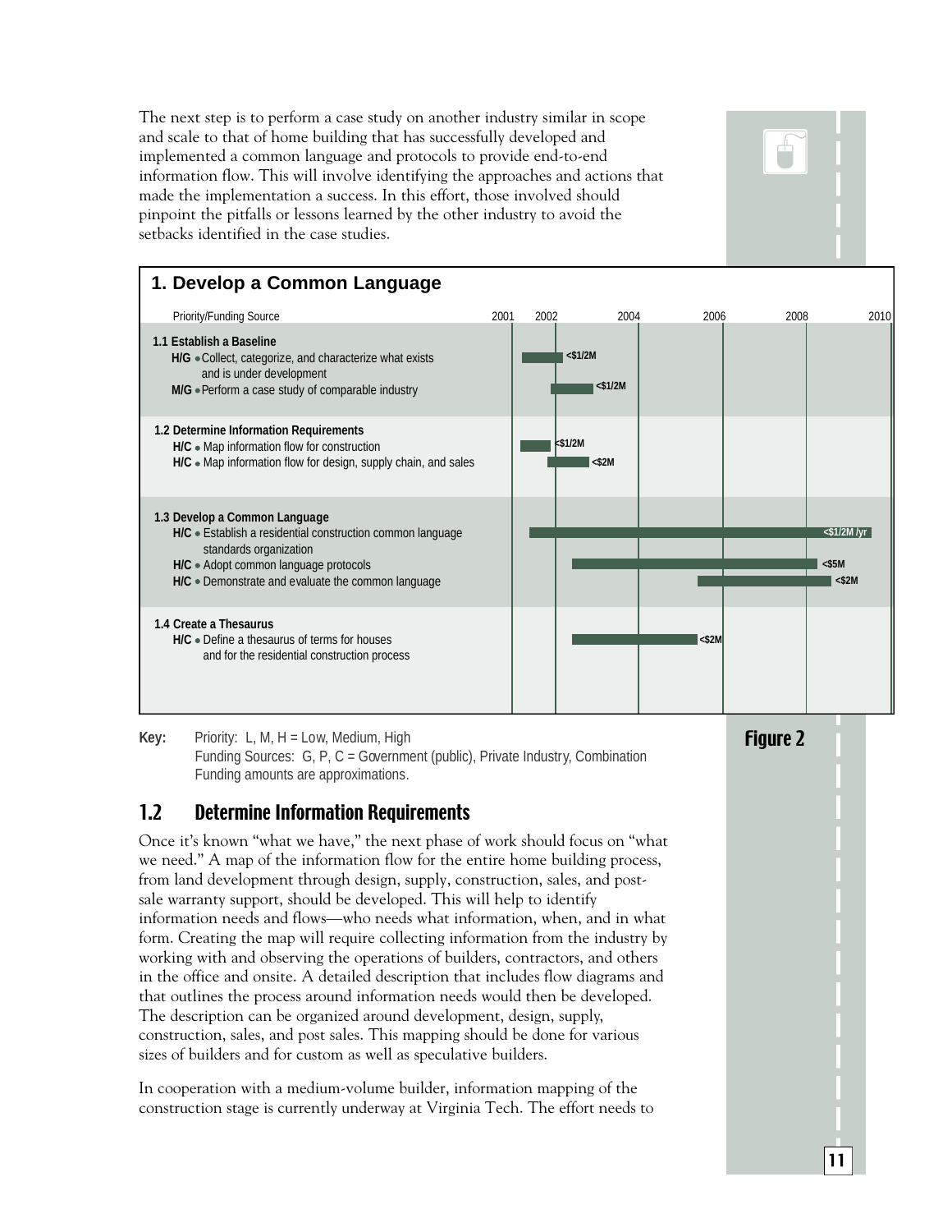The next step is to perform a case study on another industry similar in scope and scale to that of home building that has successfully developed and implemented a common language and protocols to provide end-to-end information flow. This will involve identifying the approaches and actions that made the implementation a success. In this effort, those involved should pinpoint the pitfalls or lessons learned by the other industry to avoid the setbacks identified in the case studies.

**1. Develop a Common Language**

| Priority/Funding Source | Task | Timeline | Funding |
|---|---|---|---|
| **1.1 Establish a Baseline** | | | |
| H/G | Collect, categorize, and characterize what exists and is under development | 2001–2002 | <$1/2M |
| M/G | Perform a case study of comparable industry | 2002–2003 | <$1/2M |
| **1.2 Determine Information Requirements** | | | |
| H/C | Map information flow for construction | 2001–2002 | <$1/2M |
| H/C | Map information flow for design, supply chain, and sales | 2002–2003 | <$2M |
| **1.3 Develop a Common Language** | | | |
| H/C | Establish a residential construction common language standards organization | 2001–2010 | <$1/2M /yr |
| H/C | Adopt common language protocols | 2003–2008 | <$5M |
| H/C | Demonstrate and evaluate the common language | 2005–2008 | <$2M |
| **1.4 Create a Thesaurus** | | | |
| H/C | Define a thesaurus of terms for houses and for the residential construction process | 2003–2006 | <$2M |

**Key:** Priority: L, M, H = Low, Medium, High
Funding Sources: G, P, C = Government (public), Private Industry, Combination
Funding amounts are approximations.

**Figure 2**

## 1.2 Determine Information Requirements

Once it's known "what we have," the next phase of work should focus on "what we need." A map of the information flow for the entire home building process, from land development through design, supply, construction, sales, and post-sale warranty support, should be developed. This will help to identify information needs and flows—who needs what information, when, and in what form. Creating the map will require collecting information from the industry by working with and observing the operations of builders, contractors, and others in the office and onsite. A detailed description that includes flow diagrams and that outlines the process around information needs would then be developed. The description can be organized around development, design, supply, construction, sales, and post sales. This mapping should be done for various sizes of builders and for custom as well as speculative builders.

In cooperation with a medium-volume builder, information mapping of the construction stage is currently underway at Virginia Tech. The effort needs to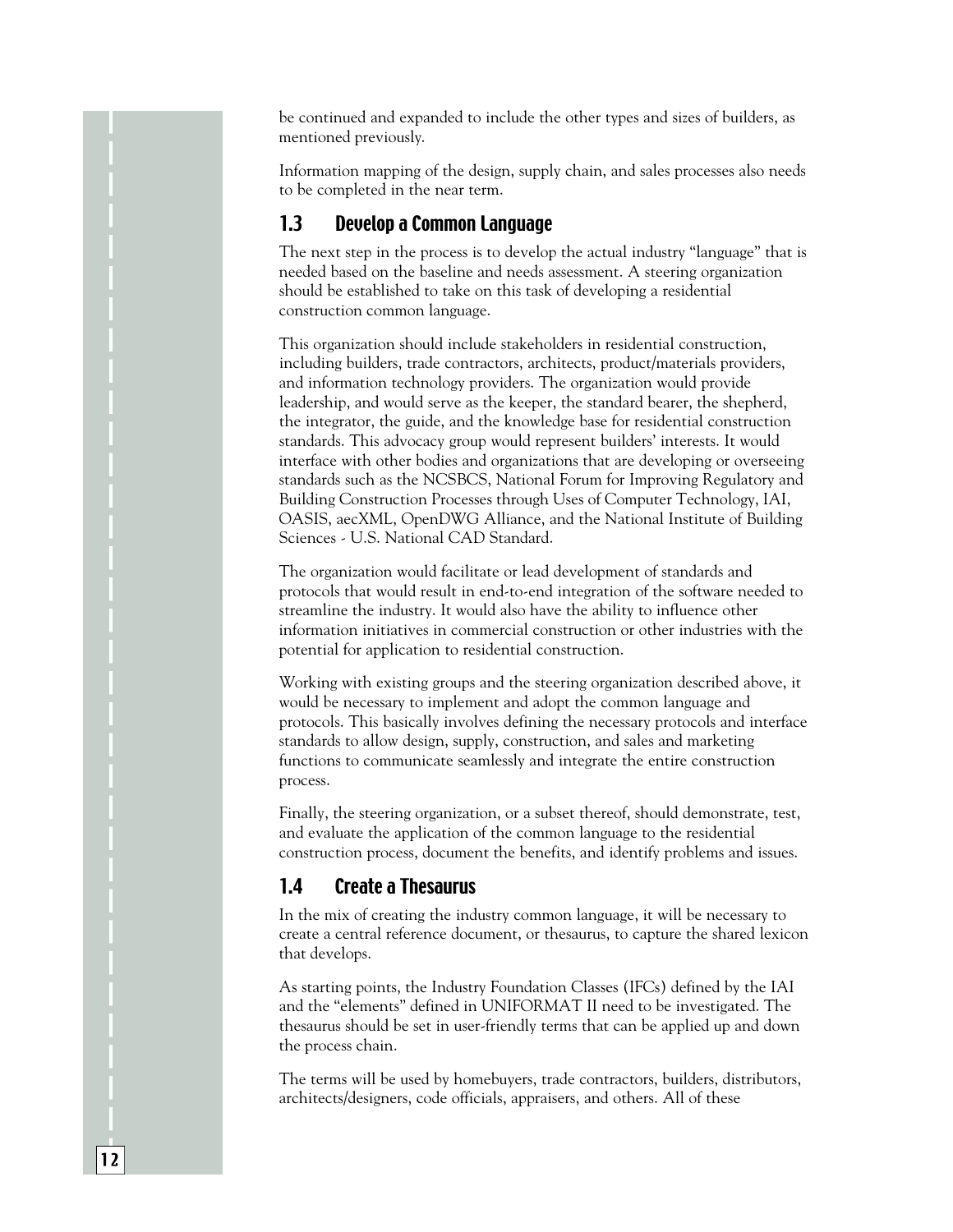be continued and expanded to include the other types and sizes of builders, as mentioned previously.

Information mapping of the design, supply chain, and sales processes also needs to be completed in the near term.

## 1.3 Develop a Common Language

The next step in the process is to develop the actual industry "language" that is needed based on the baseline and needs assessment. A steering organization should be established to take on this task of developing a residential construction common language.

This organization should include stakeholders in residential construction, including builders, trade contractors, architects, product/materials providers, and information technology providers. The organization would provide leadership, and would serve as the keeper, the standard bearer, the shepherd, the integrator, the guide, and the knowledge base for residential construction standards. This advocacy group would represent builders' interests. It would interface with other bodies and organizations that are developing or overseeing standards such as the NCSBCS, National Forum for Improving Regulatory and Building Construction Processes through Uses of Computer Technology, IAI, OASIS, aecXML, OpenDWG Alliance, and the National Institute of Building Sciences - U.S. National CAD Standard.

The organization would facilitate or lead development of standards and protocols that would result in end-to-end integration of the software needed to streamline the industry. It would also have the ability to influence other information initiatives in commercial construction or other industries with the potential for application to residential construction.

Working with existing groups and the steering organization described above, it would be necessary to implement and adopt the common language and protocols. This basically involves defining the necessary protocols and interface standards to allow design, supply, construction, and sales and marketing functions to communicate seamlessly and integrate the entire construction process.

Finally, the steering organization, or a subset thereof, should demonstrate, test, and evaluate the application of the common language to the residential construction process, document the benefits, and identify problems and issues.

## 1.4 Create a Thesaurus

In the mix of creating the industry common language, it will be necessary to create a central reference document, or thesaurus, to capture the shared lexicon that develops.

As starting points, the Industry Foundation Classes (IFCs) defined by the IAI and the "elements" defined in UNIFORMAT II need to be investigated. The thesaurus should be set in user-friendly terms that can be applied up and down the process chain.

The terms will be used by homebuyers, trade contractors, builders, distributors, architects/designers, code officials, appraisers, and others. All of these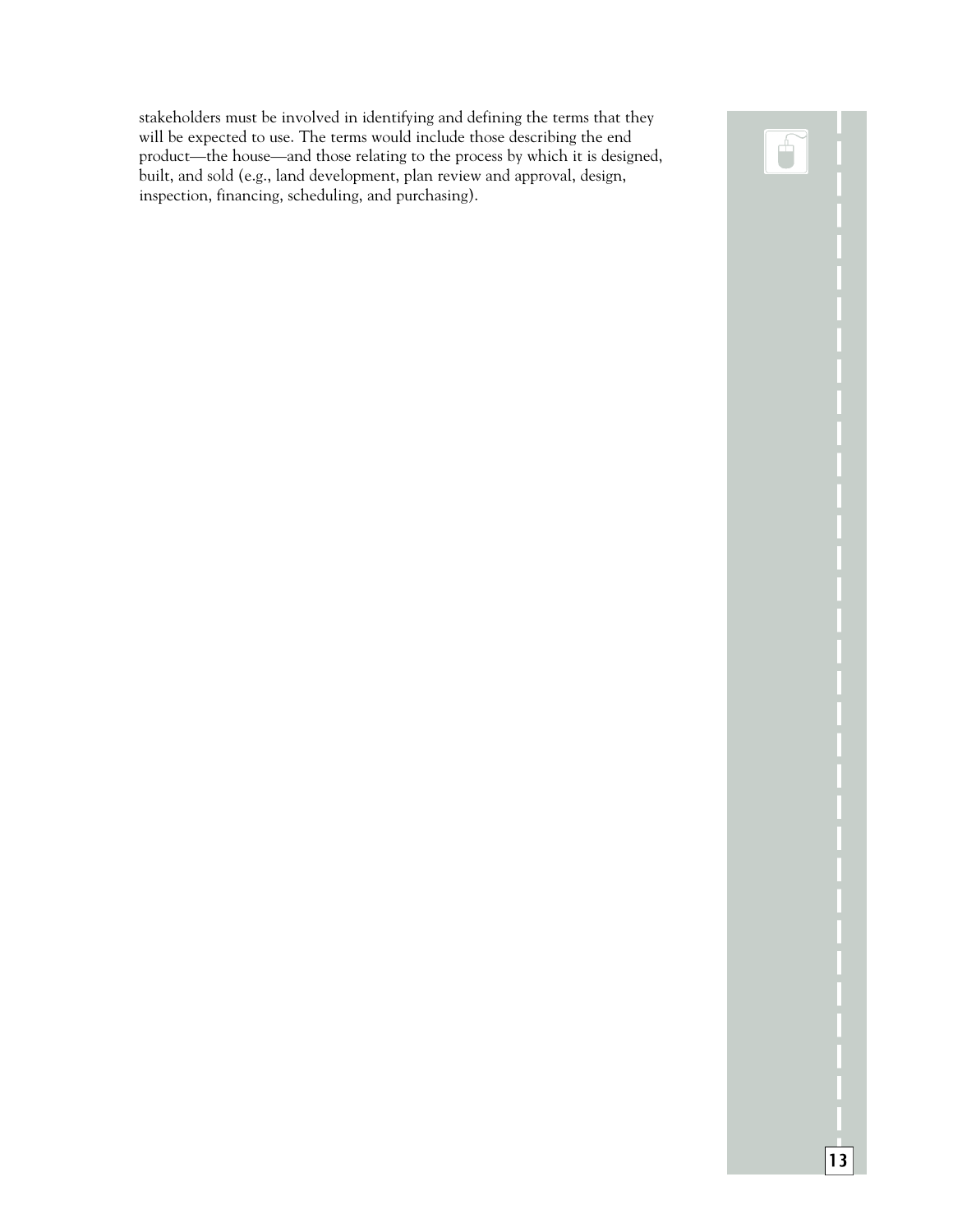stakeholders must be involved in identifying and defining the terms that they will be expected to use. The terms would include those describing the end product—the house—and those relating to the process by which it is designed, built, and sold (e.g., land development, plan review and approval, design, inspection, financing, scheduling, and purchasing).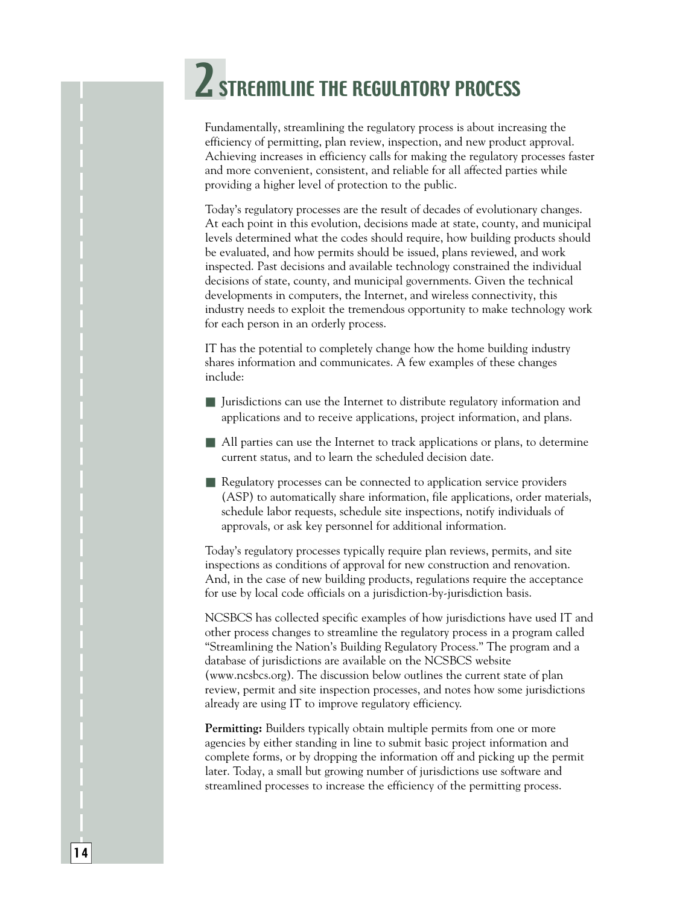# 2 STREAMLINE THE REGULATORY PROCESS

Fundamentally, streamlining the regulatory process is about increasing the efficiency of permitting, plan review, inspection, and new product approval. Achieving increases in efficiency calls for making the regulatory processes faster and more convenient, consistent, and reliable for all affected parties while providing a higher level of protection to the public.

Today's regulatory processes are the result of decades of evolutionary changes. At each point in this evolution, decisions made at state, county, and municipal levels determined what the codes should require, how building products should be evaluated, and how permits should be issued, plans reviewed, and work inspected. Past decisions and available technology constrained the individual decisions of state, county, and municipal governments. Given the technical developments in computers, the Internet, and wireless connectivity, this industry needs to exploit the tremendous opportunity to make technology work for each person in an orderly process.

IT has the potential to completely change how the home building industry shares information and communicates. A few examples of these changes include:

- Jurisdictions can use the Internet to distribute regulatory information and applications and to receive applications, project information, and plans.
- All parties can use the Internet to track applications or plans, to determine current status, and to learn the scheduled decision date.
- Regulatory processes can be connected to application service providers (ASP) to automatically share information, file applications, order materials, schedule labor requests, schedule site inspections, notify individuals of approvals, or ask key personnel for additional information.

Today's regulatory processes typically require plan reviews, permits, and site inspections as conditions of approval for new construction and renovation. And, in the case of new building products, regulations require the acceptance for use by local code officials on a jurisdiction-by-jurisdiction basis.

NCSBCS has collected specific examples of how jurisdictions have used IT and other process changes to streamline the regulatory process in a program called "Streamlining the Nation's Building Regulatory Process." The program and a database of jurisdictions are available on the NCSBCS website (www.ncsbcs.org). The discussion below outlines the current state of plan review, permit and site inspection processes, and notes how some jurisdictions already are using IT to improve regulatory efficiency.

**Permitting:** Builders typically obtain multiple permits from one or more agencies by either standing in line to submit basic project information and complete forms, or by dropping the information off and picking up the permit later. Today, a small but growing number of jurisdictions use software and streamlined processes to increase the efficiency of the permitting process.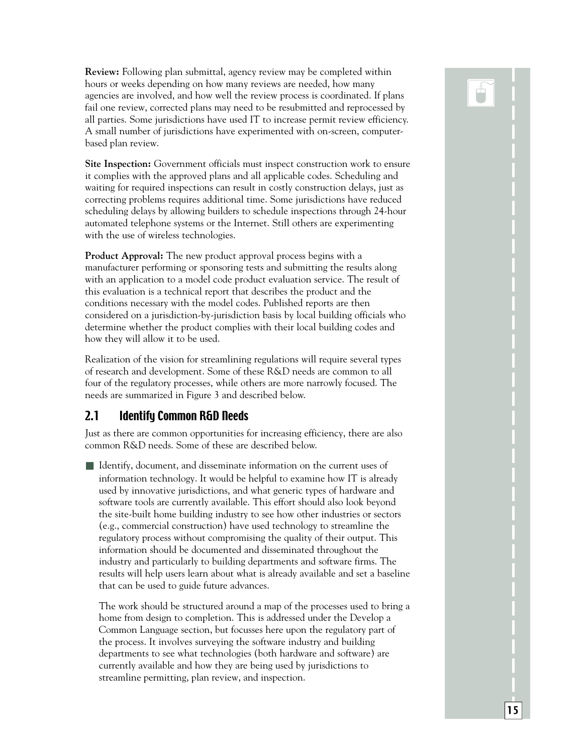**Review:** Following plan submittal, agency review may be completed within hours or weeks depending on how many reviews are needed, how many agencies are involved, and how well the review process is coordinated. If plans fail one review, corrected plans may need to be resubmitted and reprocessed by all parties. Some jurisdictions have used IT to increase permit review efficiency. A small number of jurisdictions have experimented with on-screen, computer-based plan review.

**Site Inspection:** Government officials must inspect construction work to ensure it complies with the approved plans and all applicable codes. Scheduling and waiting for required inspections can result in costly construction delays, just as correcting problems requires additional time. Some jurisdictions have reduced scheduling delays by allowing builders to schedule inspections through 24-hour automated telephone systems or the Internet. Still others are experimenting with the use of wireless technologies.

**Product Approval:** The new product approval process begins with a manufacturer performing or sponsoring tests and submitting the results along with an application to a model code product evaluation service. The result of this evaluation is a technical report that describes the product and the conditions necessary with the model codes. Published reports are then considered on a jurisdiction-by-jurisdiction basis by local building officials who determine whether the product complies with their local building codes and how they will allow it to be used.

Realization of the vision for streamlining regulations will require several types of research and development. Some of these R&D needs are common to all four of the regulatory processes, while others are more narrowly focused. The needs are summarized in Figure 3 and described below.

## 2.1 Identify Common R&D Needs

Just as there are common opportunities for increasing efficiency, there are also common R&D needs. Some of these are described below.

- Identify, document, and disseminate information on the current uses of information technology. It would be helpful to examine how IT is already used by innovative jurisdictions, and what generic types of hardware and software tools are currently available. This effort should also look beyond the site-built home building industry to see how other industries or sectors (e.g., commercial construction) have used technology to streamline the regulatory process without compromising the quality of their output. This information should be documented and disseminated throughout the industry and particularly to building departments and software firms. The results will help users learn about what is already available and set a baseline that can be used to guide future advances.

  The work should be structured around a map of the processes used to bring a home from design to completion. This is addressed under the Develop a Common Language section, but focusses here upon the regulatory part of the process. It involves surveying the software industry and building departments to see what technologies (both hardware and software) are currently available and how they are being used by jurisdictions to streamline permitting, plan review, and inspection.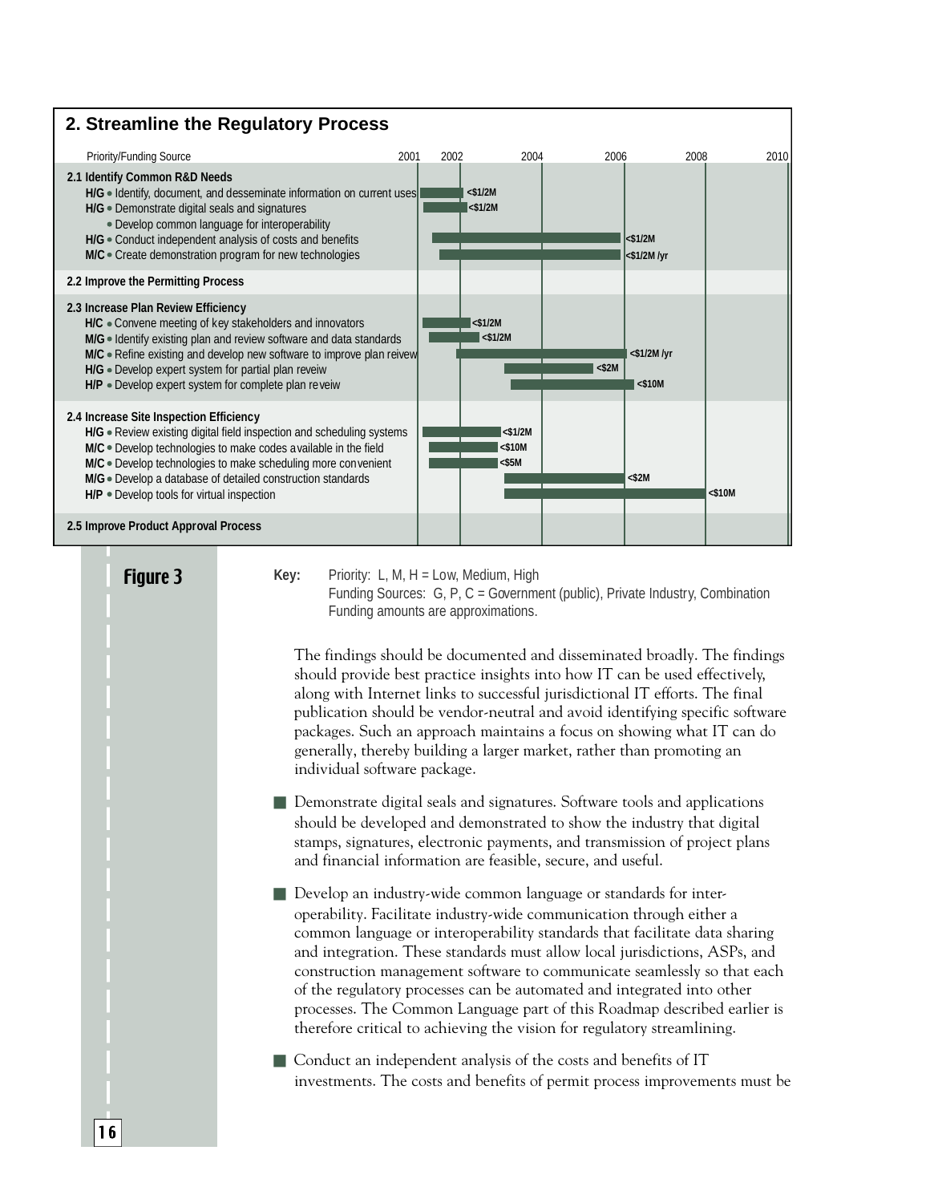## 2. Streamline the Regulatory Process

| Priority/Funding Source | Timeline | Funding |
|---|---|---|
| **2.1 Identify Common R&D Needs** | | |
| **H/G** • Identify, document, and desseminate information on current uses | 2001–2002 | <$1/2M |
| **H/G** • Demonstrate digital seals and signatures | 2001–2002 | <$1/2M |
| • Develop common language for interoperability | | |
| **H/G** • Conduct independent analysis of costs and benefits | 2001–2006 | <$1/2M |
| **M/C** • Create demonstration program for new technologies | 2001–2006 | <$1/2M /yr |
| **2.2 Improve the Permitting Process** | | |
| **2.3 Increase Plan Review Efficiency** | | |
| **H/C** • Convene meeting of key stakeholders and innovators | 2001–2002 | <$1/2M |
| **M/G** • Identify existing plan and review software and data standards | 2001–2003 | <$1/2M |
| **M/C** • Refine existing and develop new software to improve plan reivew | 2002–2006 | <$1/2M /yr |
| **H/G** • Develop expert system for partial plan reveiw | 2003–2005 | <$2M |
| **H/P** • Develop expert system for complete plan re veiw | 2003–2006 | <$10M |
| **2.4 Increase Site Inspection Efficiency** | | |
| **H/G** • Review existing digital field inspection and scheduling systems | 2001–2003 | <$1/2M |
| **M/C** • Develop technologies to make codes available in the field | 2001–2003 | <$10M |
| **M/C** • Develop technologies to make scheduling more convenient | 2001–2003 | <$5M |
| **M/G** • Develop a database of detailed construction standards | 2003–2006 | <$2M |
| **H/P** • Develop tools for virtual inspection | 2003–2008 | <$10M |
| **2.5 Improve Product Approval Process** | | |

**Figure 3**

**Key:** Priority: L, M, H = Low, Medium, High
Funding Sources: G, P, C = Government (public), Private Industry, Combination
Funding amounts are approximations.

The findings should be documented and disseminated broadly. The findings should provide best practice insights into how IT can be used effectively, along with Internet links to successful jurisdictional IT efforts. The final publication should be vendor-neutral and avoid identifying specific software packages. Such an approach maintains a focus on showing what IT can do generally, thereby building a larger market, rather than promoting an individual software package.

- Demonstrate digital seals and signatures. Software tools and applications should be developed and demonstrated to show the industry that digital stamps, signatures, electronic payments, and transmission of project plans and financial information are feasible, secure, and useful.

- Develop an industry-wide common language or standards for inter-operability. Facilitate industry-wide communication through either a common language or interoperability standards that facilitate data sharing and integration. These standards must allow local jurisdictions, ASPs, and construction management software to communicate seamlessly so that each of the regulatory processes can be automated and integrated into other processes. The Common Language part of this Roadmap described earlier is therefore critical to achieving the vision for regulatory streamlining.

- Conduct an independent analysis of the costs and benefits of IT investments. The costs and benefits of permit process improvements must be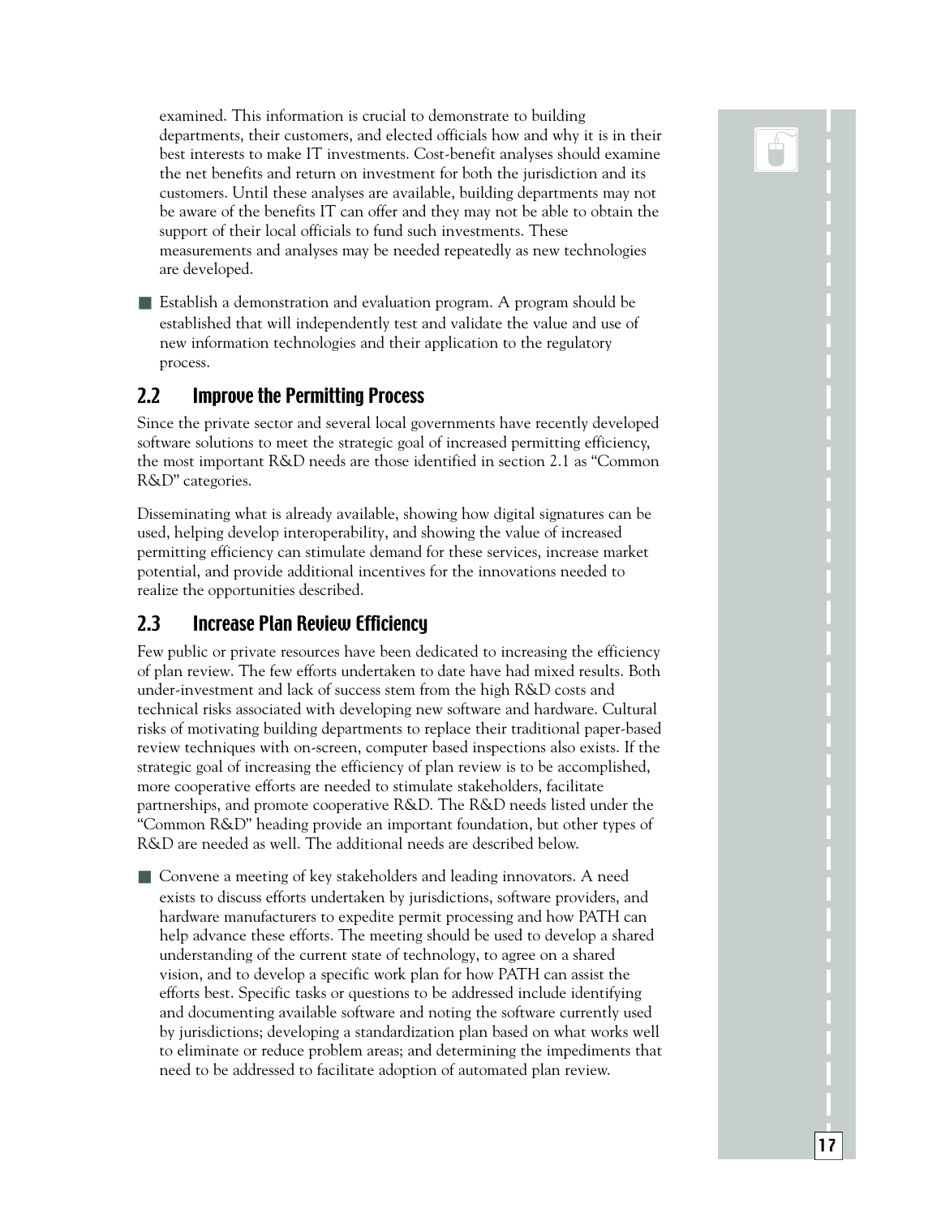examined. This information is crucial to demonstrate to building departments, their customers, and elected officials how and why it is in their best interests to make IT investments. Cost-benefit analyses should examine the net benefits and return on investment for both the jurisdiction and its customers. Until these analyses are available, building departments may not be aware of the benefits IT can offer and they may not be able to obtain the support of their local officials to fund such investments. These measurements and analyses may be needed repeatedly as new technologies are developed.

- Establish a demonstration and evaluation program. A program should be established that will independently test and validate the value and use of new information technologies and their application to the regulatory process.

## 2.2 Improve the Permitting Process

Since the private sector and several local governments have recently developed software solutions to meet the strategic goal of increased permitting efficiency, the most important R&D needs are those identified in section 2.1 as "Common R&D" categories.

Disseminating what is already available, showing how digital signatures can be used, helping develop interoperability, and showing the value of increased permitting efficiency can stimulate demand for these services, increase market potential, and provide additional incentives for the innovations needed to realize the opportunities described.

## 2.3 Increase Plan Review Efficiency

Few public or private resources have been dedicated to increasing the efficiency of plan review. The few efforts undertaken to date have had mixed results. Both under-investment and lack of success stem from the high R&D costs and technical risks associated with developing new software and hardware. Cultural risks of motivating building departments to replace their traditional paper-based review techniques with on-screen, computer based inspections also exists. If the strategic goal of increasing the efficiency of plan review is to be accomplished, more cooperative efforts are needed to stimulate stakeholders, facilitate partnerships, and promote cooperative R&D. The R&D needs listed under the "Common R&D" heading provide an important foundation, but other types of R&D are needed as well. The additional needs are described below.

- Convene a meeting of key stakeholders and leading innovators. A need exists to discuss efforts undertaken by jurisdictions, software providers, and hardware manufacturers to expedite permit processing and how PATH can help advance these efforts. The meeting should be used to develop a shared understanding of the current state of technology, to agree on a shared vision, and to develop a specific work plan for how PATH can assist the efforts best. Specific tasks or questions to be addressed include identifying and documenting available software and noting the software currently used by jurisdictions; developing a standardization plan based on what works well to eliminate or reduce problem areas; and determining the impediments that need to be addressed to facilitate adoption of automated plan review.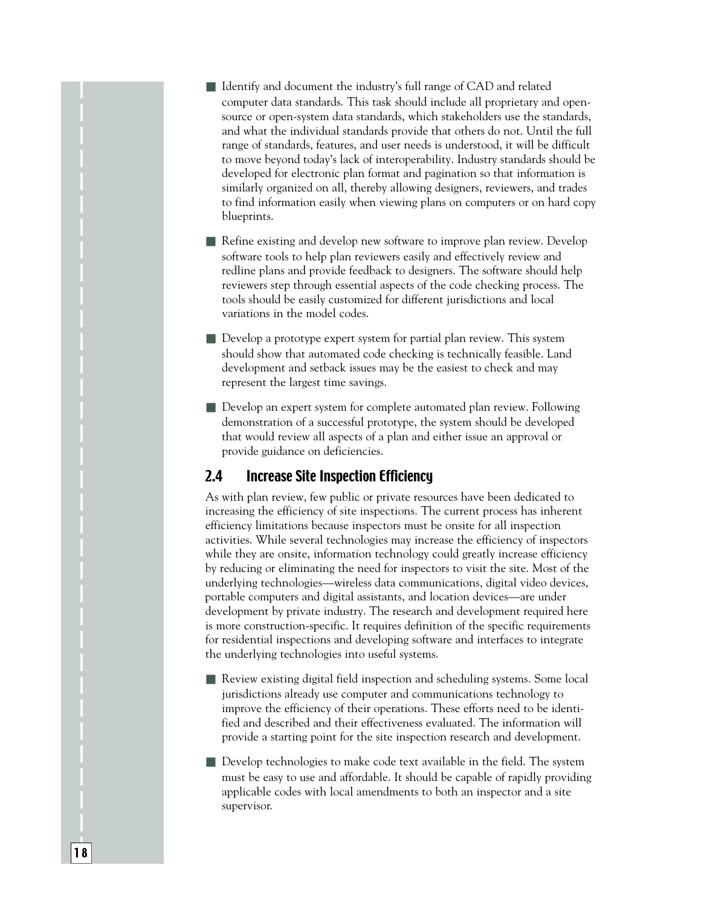- Identify and document the industry's full range of CAD and related computer data standards. This task should include all proprietary and open-source or open-system data standards, which stakeholders use the standards, and what the individual standards provide that others do not. Until the full range of standards, features, and user needs is understood, it will be difficult to move beyond today's lack of interoperability. Industry standards should be developed for electronic plan format and pagination so that information is similarly organized on all, thereby allowing designers, reviewers, and trades to find information easily when viewing plans on computers or on hard copy blueprints.

- Refine existing and develop new software to improve plan review. Develop software tools to help plan reviewers easily and effectively review and redline plans and provide feedback to designers. The software should help reviewers step through essential aspects of the code checking process. The tools should be easily customized for different jurisdictions and local variations in the model codes.

- Develop a prototype expert system for partial plan review. This system should show that automated code checking is technically feasible. Land development and setback issues may be the easiest to check and may represent the largest time savings.

- Develop an expert system for complete automated plan review. Following demonstration of a successful prototype, the system should be developed that would review all aspects of a plan and either issue an approval or provide guidance on deficiencies.

## 2.4 Increase Site Inspection Efficiency

As with plan review, few public or private resources have been dedicated to increasing the efficiency of site inspections. The current process has inherent efficiency limitations because inspectors must be onsite for all inspection activities. While several technologies may increase the efficiency of inspectors while they are onsite, information technology could greatly increase efficiency by reducing or eliminating the need for inspectors to visit the site. Most of the underlying technologies—wireless data communications, digital video devices, portable computers and digital assistants, and location devices—are under development by private industry. The research and development required here is more construction-specific. It requires definition of the specific requirements for residential inspections and developing software and interfaces to integrate the underlying technologies into useful systems.

- Review existing digital field inspection and scheduling systems. Some local jurisdictions already use computer and communications technology to improve the efficiency of their operations. These efforts need to be identified and described and their effectiveness evaluated. The information will provide a starting point for the site inspection research and development.

- Develop technologies to make code text available in the field. The system must be easy to use and affordable. It should be capable of rapidly providing applicable codes with local amendments to both an inspector and a site supervisor.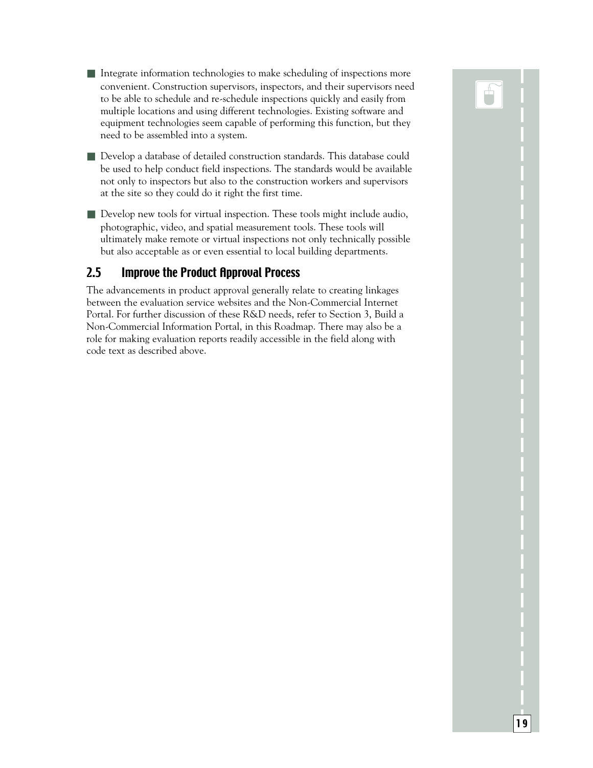- Integrate information technologies to make scheduling of inspections more convenient. Construction supervisors, inspectors, and their supervisors need to be able to schedule and re-schedule inspections quickly and easily from multiple locations and using different technologies. Existing software and equipment technologies seem capable of performing this function, but they need to be assembled into a system.

- Develop a database of detailed construction standards. This database could be used to help conduct field inspections. The standards would be available not only to inspectors but also to the construction workers and supervisors at the site so they could do it right the first time.

- Develop new tools for virtual inspection. These tools might include audio, photographic, video, and spatial measurement tools. These tools will ultimately make remote or virtual inspections not only technically possible but also acceptable as or even essential to local building departments.

## 2.5 Improve the Product Approval Process

The advancements in product approval generally relate to creating linkages between the evaluation service websites and the Non-Commercial Internet Portal. For further discussion of these R&D needs, refer to Section 3, Build a Non-Commercial Information Portal, in this Roadmap. There may also be a role for making evaluation reports readily accessible in the field along with code text as described above.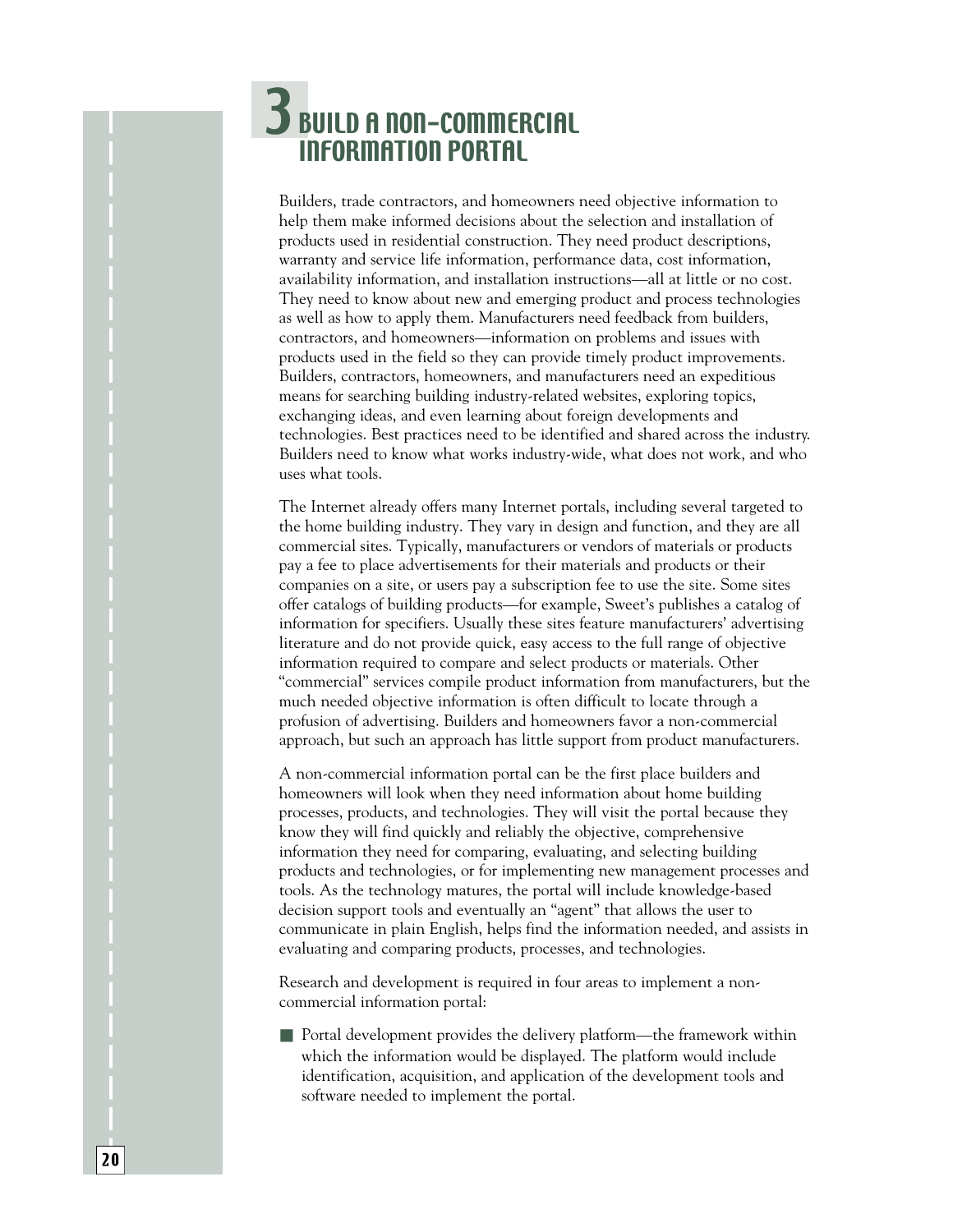# 3 BUILD A NON-COMMERCIAL INFORMATION PORTAL

Builders, trade contractors, and homeowners need objective information to help them make informed decisions about the selection and installation of products used in residential construction. They need product descriptions, warranty and service life information, performance data, cost information, availability information, and installation instructions—all at little or no cost. They need to know about new and emerging product and process technologies as well as how to apply them. Manufacturers need feedback from builders, contractors, and homeowners—information on problems and issues with products used in the field so they can provide timely product improvements. Builders, contractors, homeowners, and manufacturers need an expeditious means for searching building industry-related websites, exploring topics, exchanging ideas, and even learning about foreign developments and technologies. Best practices need to be identified and shared across the industry. Builders need to know what works industry-wide, what does not work, and who uses what tools.

The Internet already offers many Internet portals, including several targeted to the home building industry. They vary in design and function, and they are all commercial sites. Typically, manufacturers or vendors of materials or products pay a fee to place advertisements for their materials and products or their companies on a site, or users pay a subscription fee to use the site. Some sites offer catalogs of building products—for example, Sweet's publishes a catalog of information for specifiers. Usually these sites feature manufacturers' advertising literature and do not provide quick, easy access to the full range of objective information required to compare and select products or materials. Other "commercial" services compile product information from manufacturers, but the much needed objective information is often difficult to locate through a profusion of advertising. Builders and homeowners favor a non-commercial approach, but such an approach has little support from product manufacturers.

A non-commercial information portal can be the first place builders and homeowners will look when they need information about home building processes, products, and technologies. They will visit the portal because they know they will find quickly and reliably the objective, comprehensive information they need for comparing, evaluating, and selecting building products and technologies, or for implementing new management processes and tools. As the technology matures, the portal will include knowledge-based decision support tools and eventually an "agent" that allows the user to communicate in plain English, helps find the information needed, and assists in evaluating and comparing products, processes, and technologies.

Research and development is required in four areas to implement a non-commercial information portal:

- Portal development provides the delivery platform—the framework within which the information would be displayed. The platform would include identification, acquisition, and application of the development tools and software needed to implement the portal.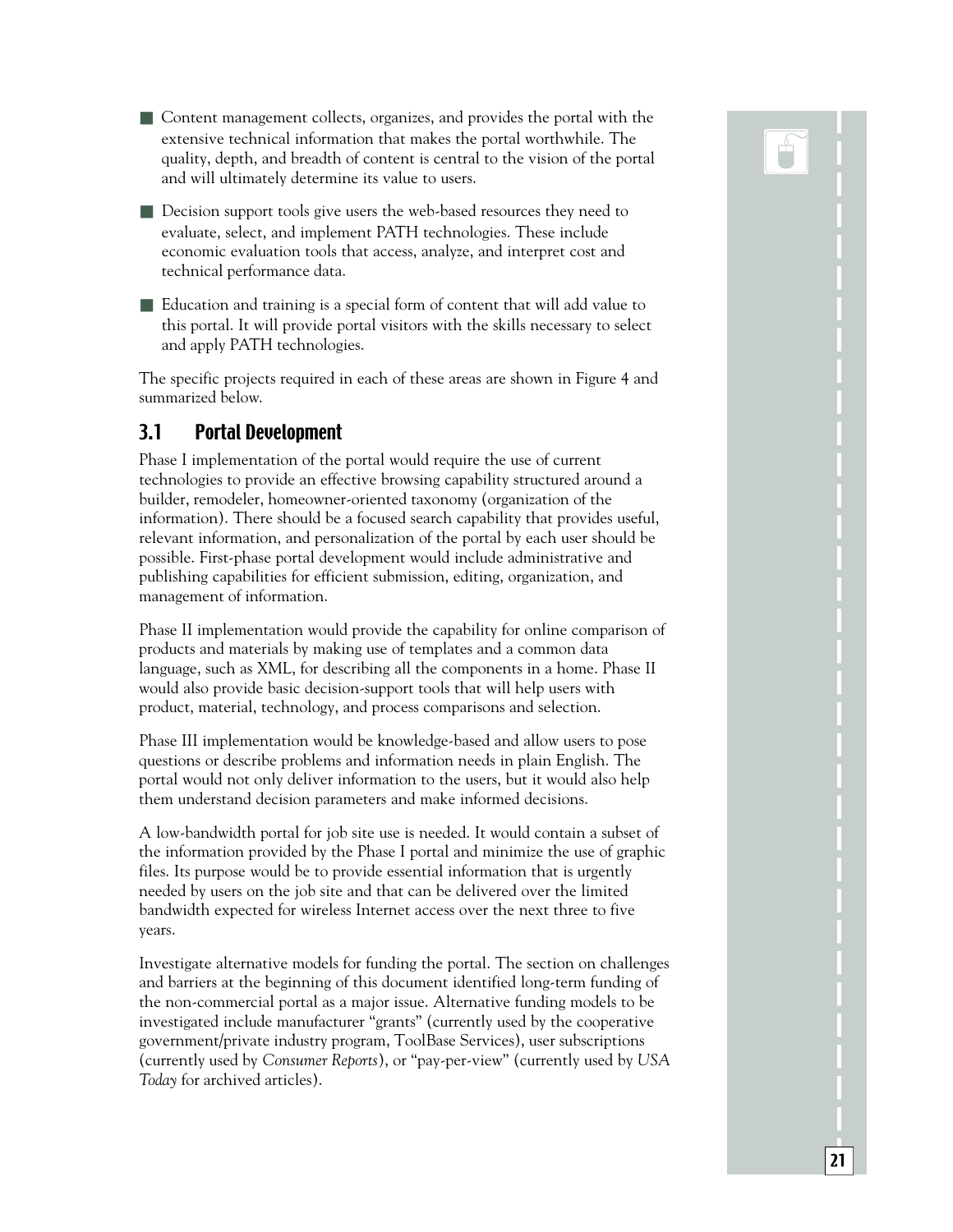- Content management collects, organizes, and provides the portal with the extensive technical information that makes the portal worthwhile. The quality, depth, and breadth of content is central to the vision of the portal and will ultimately determine its value to users.

- Decision support tools give users the web-based resources they need to evaluate, select, and implement PATH technologies. These include economic evaluation tools that access, analyze, and interpret cost and technical performance data.

- Education and training is a special form of content that will add value to this portal. It will provide portal visitors with the skills necessary to select and apply PATH technologies.

The specific projects required in each of these areas are shown in Figure 4 and summarized below.

## 3.1 Portal Development

Phase I implementation of the portal would require the use of current technologies to provide an effective browsing capability structured around a builder, remodeler, homeowner-oriented taxonomy (organization of the information). There should be a focused search capability that provides useful, relevant information, and personalization of the portal by each user should be possible. First-phase portal development would include administrative and publishing capabilities for efficient submission, editing, organization, and management of information.

Phase II implementation would provide the capability for online comparison of products and materials by making use of templates and a common data language, such as XML, for describing all the components in a home. Phase II would also provide basic decision-support tools that will help users with product, material, technology, and process comparisons and selection.

Phase III implementation would be knowledge-based and allow users to pose questions or describe problems and information needs in plain English. The portal would not only deliver information to the users, but it would also help them understand decision parameters and make informed decisions.

A low-bandwidth portal for job site use is needed. It would contain a subset of the information provided by the Phase I portal and minimize the use of graphic files. Its purpose would be to provide essential information that is urgently needed by users on the job site and that can be delivered over the limited bandwidth expected for wireless Internet access over the next three to five years.

Investigate alternative models for funding the portal. The section on challenges and barriers at the beginning of this document identified long-term funding of the non-commercial portal as a major issue. Alternative funding models to be investigated include manufacturer "grants" (currently used by the cooperative government/private industry program, ToolBase Services), user subscriptions (currently used by *Consumer Reports*), or "pay-per-view" (currently used by *USA Today* for archived articles).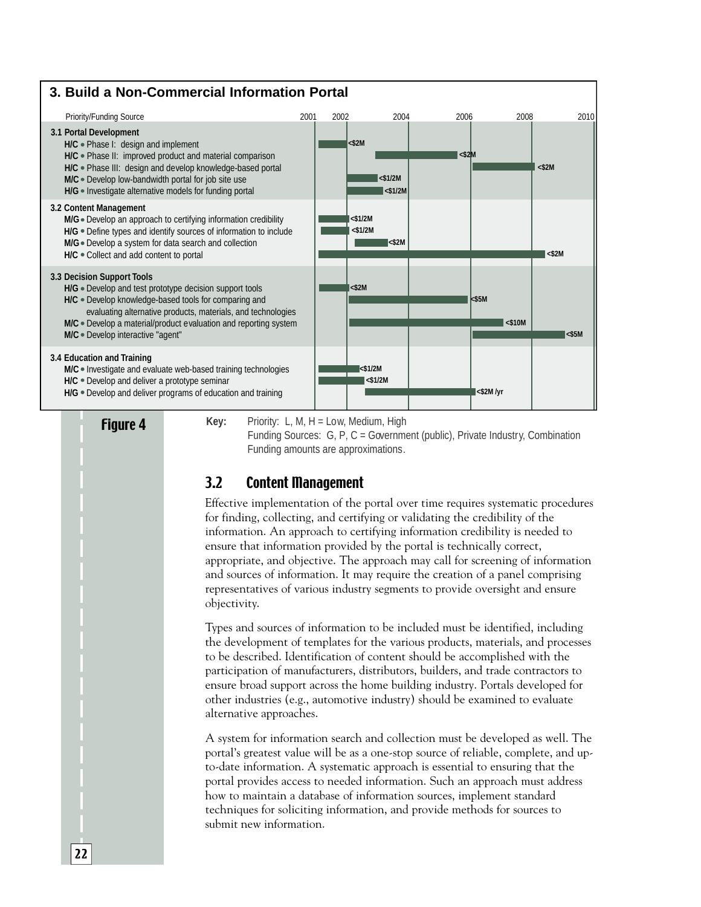## 3. Build a Non-Commercial Information Portal

| Priority/Funding Source | Timeline (2001–2010) | Funding |
|---|---|---|
| **3.1 Portal Development** | | |
| **H/C** • Phase I: design and implement | 2001–2002 | <$2M |
| **H/C** • Phase II: improved product and material comparison | 2003–2006 | <$2M |
| **H/C** • Phase III: design and develop knowledge-based portal | 2006–2008 | <$2M |
| **M/C** • Develop low-bandwidth portal for job site use | 2002–2003 | <$1/2M |
| **H/G** • Investigate alternative models for funding portal | 2002–2004 | <$1/2M |
| **3.2 Content Management** | | |
| **M/G** • Develop an approach to certifying information credibility | 2001–2002 | <$1/2M |
| **H/G** • Define types and identify sources of information to include | 2001–2002 | <$1/2M |
| **M/G** • Develop a system for data search and collection | 2002–2003 | <$2M |
| **H/C** • Collect and add content to portal | 2001–2008 | <$2M |
| **3.3 Decision Support Tools** | | |
| **H/G** • Develop and test prototype decision support tools | 2001–2002 | <$2M |
| **H/C** • Develop knowledge-based tools for comparing and evaluating alternative products, materials, and technologies | 2002–2006 | <$5M |
| **M/C** • Develop a material/product evaluation and reporting system | 2002–2007 | <$10M |
| **M/C** • Develop interactive "agent" | 2006–2009 | <$5M |
| **3.4 Education and Training** | | |
| **M/C** • Investigate and evaluate web-based training technologies | 2001–2002 | <$1/2M |
| **H/C** • Develop and deliver a prototype seminar | 2001–2002 | <$1/2M |
| **H/G** • Develop and deliver programs of education and training | 2002–2006 | <$2M /yr |

**Figure 4**

**Key:** Priority: L, M, H = Low, Medium, High
Funding Sources: G, P, C = Government (public), Private Industry, Combination
Funding amounts are approximations.

## 3.2 Content Management

Effective implementation of the portal over time requires systematic procedures for finding, collecting, and certifying or validating the credibility of the information. An approach to certifying information credibility is needed to ensure that information provided by the portal is technically correct, appropriate, and objective. The approach may call for screening of information and sources of information. It may require the creation of a panel comprising representatives of various industry segments to provide oversight and ensure objectivity.

Types and sources of information to be included must be identified, including the development of templates for the various products, materials, and processes to be described. Identification of content should be accomplished with the participation of manufacturers, distributors, builders, and trade contractors to ensure broad support across the home building industry. Portals developed for other industries (e.g., automotive industry) should be examined to evaluate alternative approaches.

A system for information search and collection must be developed as well. The portal's greatest value will be as a one-stop source of reliable, complete, and up-to-date information. A systematic approach is essential to ensuring that the portal provides access to needed information. Such an approach must address how to maintain a database of information sources, implement standard techniques for soliciting information, and provide methods for sources to submit new information.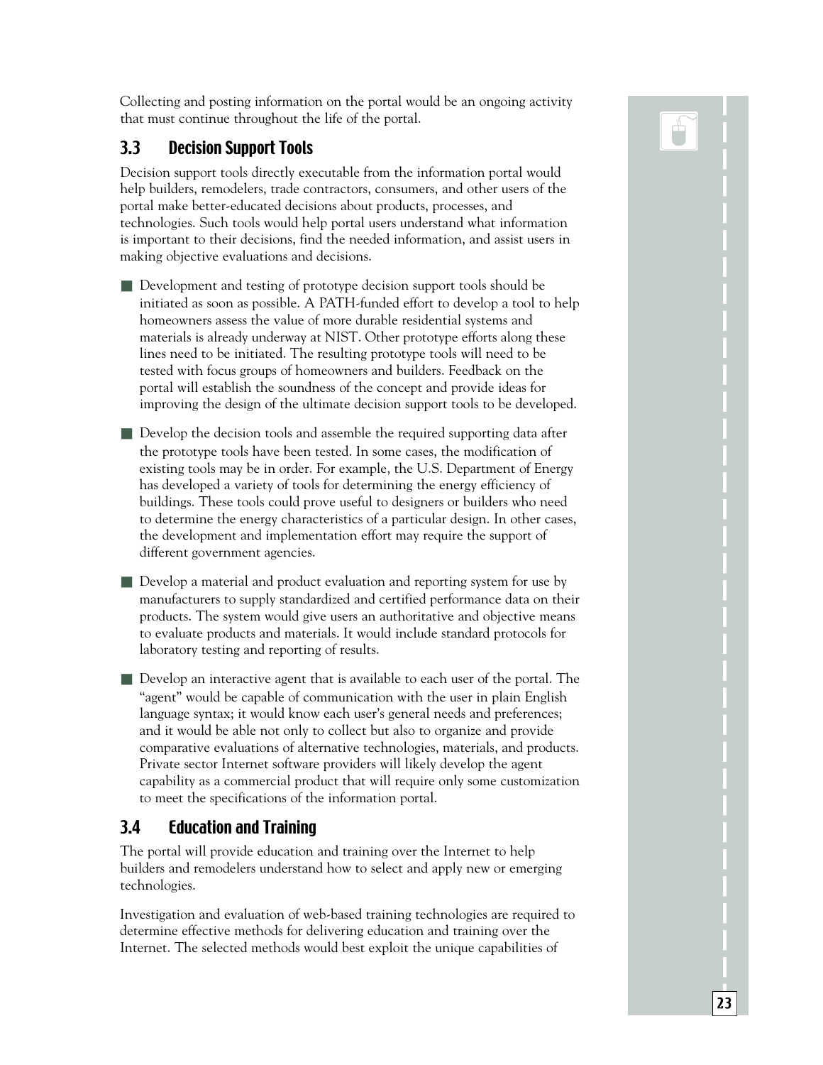Collecting and posting information on the portal would be an ongoing activity that must continue throughout the life of the portal.

### 3.3 Decision Support Tools

Decision support tools directly executable from the information portal would help builders, remodelers, trade contractors, consumers, and other users of the portal make better-educated decisions about products, processes, and technologies. Such tools would help portal users understand what information is important to their decisions, find the needed information, and assist users in making objective evaluations and decisions.

- Development and testing of prototype decision support tools should be initiated as soon as possible. A PATH-funded effort to develop a tool to help homeowners assess the value of more durable residential systems and materials is already underway at NIST. Other prototype efforts along these lines need to be initiated. The resulting prototype tools will need to be tested with focus groups of homeowners and builders. Feedback on the portal will establish the soundness of the concept and provide ideas for improving the design of the ultimate decision support tools to be developed.
- Develop the decision tools and assemble the required supporting data after the prototype tools have been tested. In some cases, the modification of existing tools may be in order. For example, the U.S. Department of Energy has developed a variety of tools for determining the energy efficiency of buildings. These tools could prove useful to designers or builders who need to determine the energy characteristics of a particular design. In other cases, the development and implementation effort may require the support of different government agencies.
- Develop a material and product evaluation and reporting system for use by manufacturers to supply standardized and certified performance data on their products. The system would give users an authoritative and objective means to evaluate products and materials. It would include standard protocols for laboratory testing and reporting of results.
- Develop an interactive agent that is available to each user of the portal. The "agent" would be capable of communication with the user in plain English language syntax; it would know each user's general needs and preferences; and it would be able not only to collect but also to organize and provide comparative evaluations of alternative technologies, materials, and products. Private sector Internet software providers will likely develop the agent capability as a commercial product that will require only some customization to meet the specifications of the information portal.

### 3.4 Education and Training

The portal will provide education and training over the Internet to help builders and remodelers understand how to select and apply new or emerging technologies.

Investigation and evaluation of web-based training technologies are required to determine effective methods for delivering education and training over the Internet. The selected methods would best exploit the unique capabilities of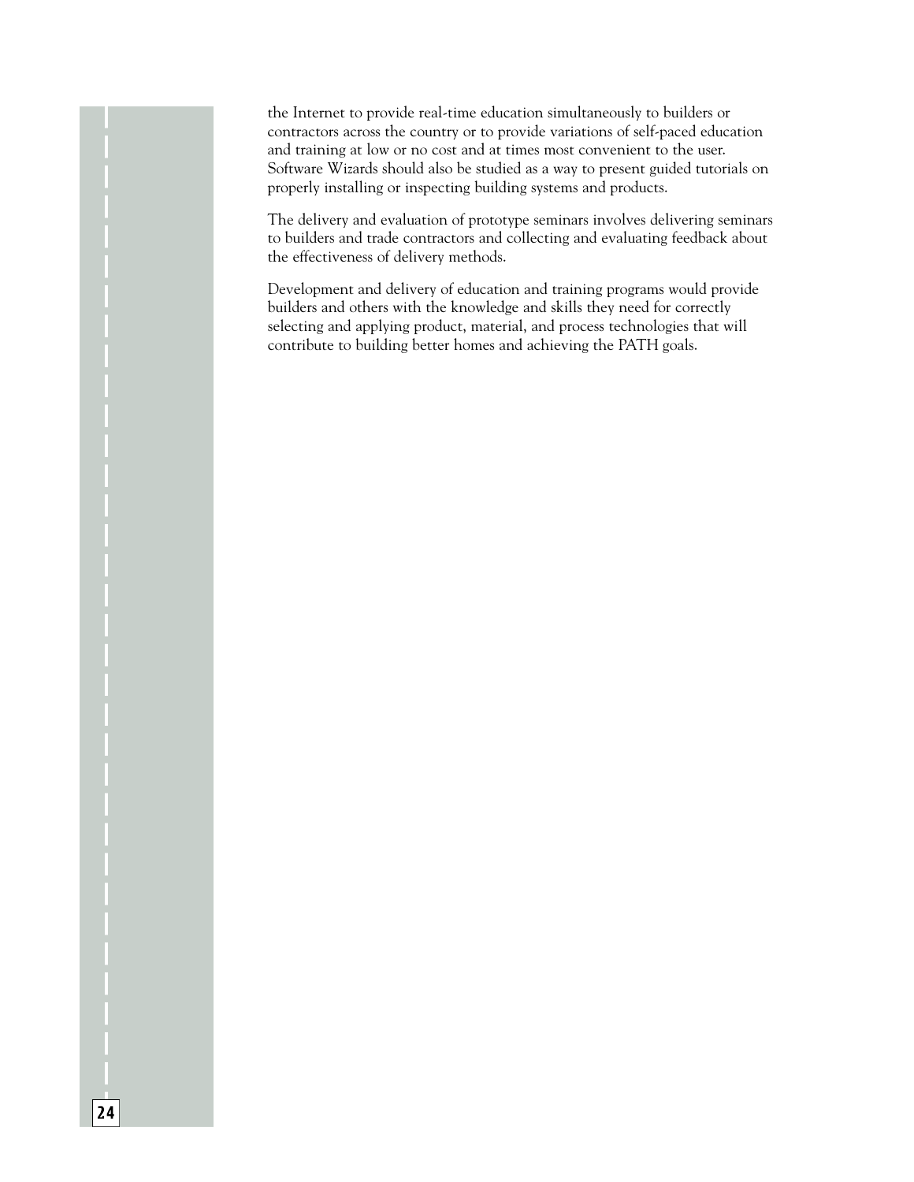the Internet to provide real-time education simultaneously to builders or contractors across the country or to provide variations of self-paced education and training at low or no cost and at times most convenient to the user. Software Wizards should also be studied as a way to present guided tutorials on properly installing or inspecting building systems and products.

The delivery and evaluation of prototype seminars involves delivering seminars to builders and trade contractors and collecting and evaluating feedback about the effectiveness of delivery methods.

Development and delivery of education and training programs would provide builders and others with the knowledge and skills they need for correctly selecting and applying product, material, and process technologies that will contribute to building better homes and achieving the PATH goals.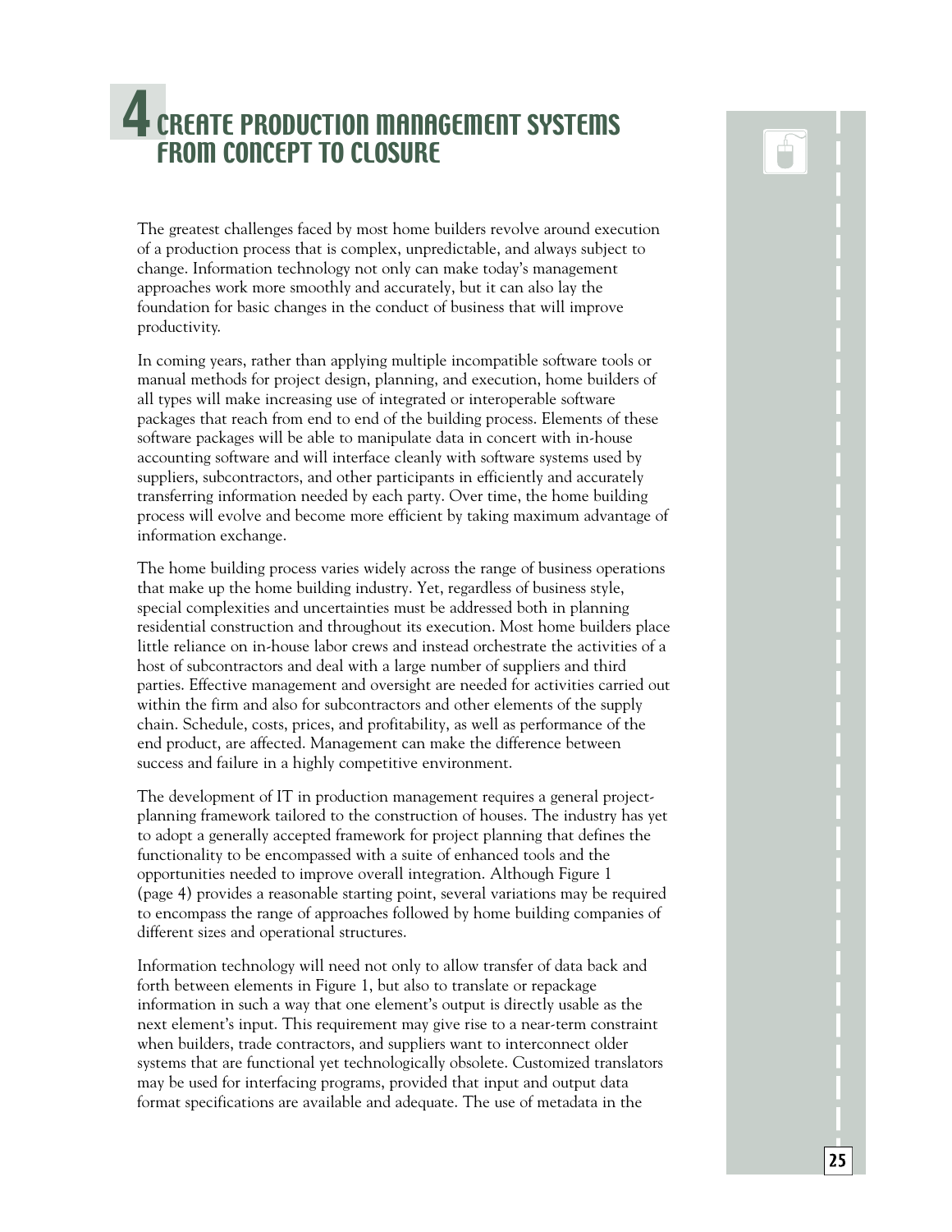# 4 CREATE PRODUCTION MANAGEMENT SYSTEMS FROM CONCEPT TO CLOSURE

The greatest challenges faced by most home builders revolve around execution of a production process that is complex, unpredictable, and always subject to change. Information technology not only can make today's management approaches work more smoothly and accurately, but it can also lay the foundation for basic changes in the conduct of business that will improve productivity.

In coming years, rather than applying multiple incompatible software tools or manual methods for project design, planning, and execution, home builders of all types will make increasing use of integrated or interoperable software packages that reach from end to end of the building process. Elements of these software packages will be able to manipulate data in concert with in-house accounting software and will interface cleanly with software systems used by suppliers, subcontractors, and other participants in efficiently and accurately transferring information needed by each party. Over time, the home building process will evolve and become more efficient by taking maximum advantage of information exchange.

The home building process varies widely across the range of business operations that make up the home building industry. Yet, regardless of business style, special complexities and uncertainties must be addressed both in planning residential construction and throughout its execution. Most home builders place little reliance on in-house labor crews and instead orchestrate the activities of a host of subcontractors and deal with a large number of suppliers and third parties. Effective management and oversight are needed for activities carried out within the firm and also for subcontractors and other elements of the supply chain. Schedule, costs, prices, and profitability, as well as performance of the end product, are affected. Management can make the difference between success and failure in a highly competitive environment.

The development of IT in production management requires a general project-planning framework tailored to the construction of houses. The industry has yet to adopt a generally accepted framework for project planning that defines the functionality to be encompassed with a suite of enhanced tools and the opportunities needed to improve overall integration. Although Figure 1 (page 4) provides a reasonable starting point, several variations may be required to encompass the range of approaches followed by home building companies of different sizes and operational structures.

Information technology will need not only to allow transfer of data back and forth between elements in Figure 1, but also to translate or repackage information in such a way that one element's output is directly usable as the next element's input. This requirement may give rise to a near-term constraint when builders, trade contractors, and suppliers want to interconnect older systems that are functional yet technologically obsolete. Customized translators may be used for interfacing programs, provided that input and output data format specifications are available and adequate. The use of metadata in the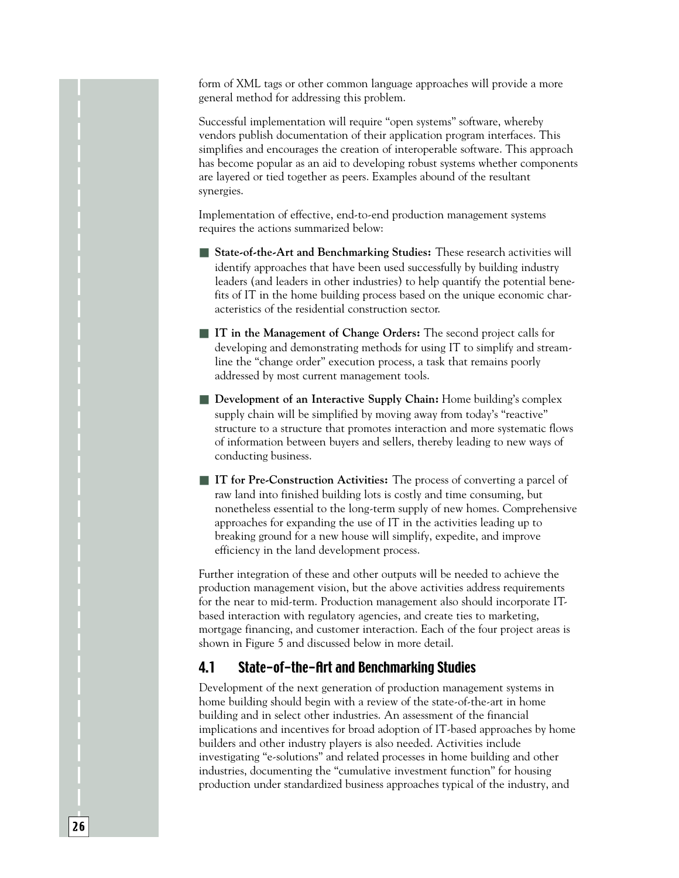form of XML tags or other common language approaches will provide a more general method for addressing this problem.

Successful implementation will require "open systems" software, whereby vendors publish documentation of their application program interfaces. This simplifies and encourages the creation of interoperable software. This approach has become popular as an aid to developing robust systems whether components are layered or tied together as peers. Examples abound of the resultant synergies.

Implementation of effective, end-to-end production management systems requires the actions summarized below:

- **State-of-the-Art and Benchmarking Studies:** These research activities will identify approaches that have been used successfully by building industry leaders (and leaders in other industries) to help quantify the potential benefits of IT in the home building process based on the unique economic characteristics of the residential construction sector.
- **IT in the Management of Change Orders:** The second project calls for developing and demonstrating methods for using IT to simplify and streamline the "change order" execution process, a task that remains poorly addressed by most current management tools.
- **Development of an Interactive Supply Chain:** Home building's complex supply chain will be simplified by moving away from today's "reactive" structure to a structure that promotes interaction and more systematic flows of information between buyers and sellers, thereby leading to new ways of conducting business.
- **IT for Pre-Construction Activities:** The process of converting a parcel of raw land into finished building lots is costly and time consuming, but nonetheless essential to the long-term supply of new homes. Comprehensive approaches for expanding the use of IT in the activities leading up to breaking ground for a new house will simplify, expedite, and improve efficiency in the land development process.

Further integration of these and other outputs will be needed to achieve the production management vision, but the above activities address requirements for the near to mid-term. Production management also should incorporate IT-based interaction with regulatory agencies, and create ties to marketing, mortgage financing, and customer interaction. Each of the four project areas is shown in Figure 5 and discussed below in more detail.

## 4.1 State-of-the-Art and Benchmarking Studies

Development of the next generation of production management systems in home building should begin with a review of the state-of-the-art in home building and in select other industries. An assessment of the financial implications and incentives for broad adoption of IT-based approaches by home builders and other industry players is also needed. Activities include investigating "e-solutions" and related processes in home building and other industries, documenting the "cumulative investment function" for housing production under standardized business approaches typical of the industry, and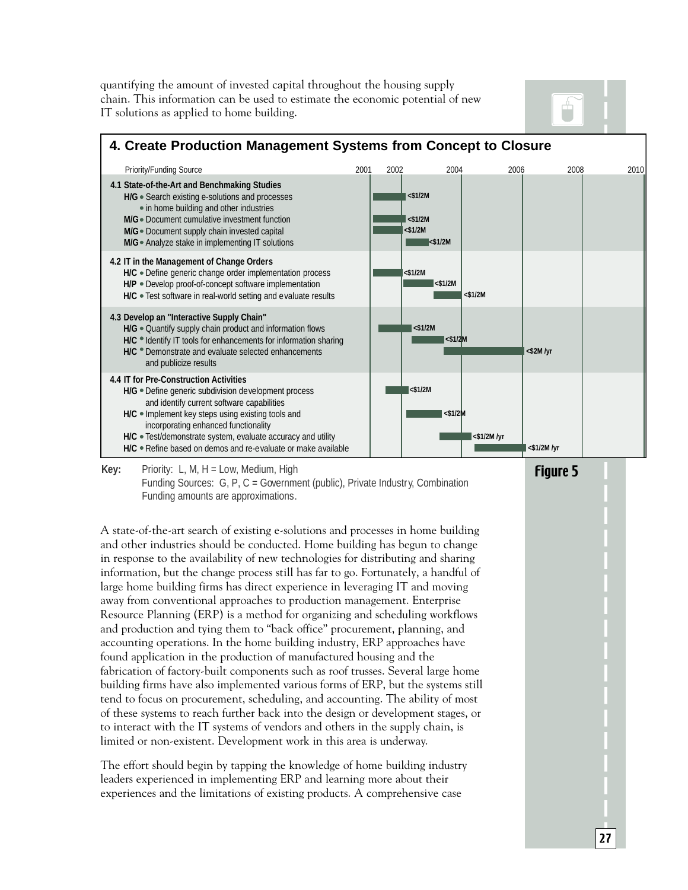quantifying the amount of invested capital throughout the housing supply chain. This information can be used to estimate the economic potential of new IT solutions as applied to home building.

## 4. Create Production Management Systems from Concept to Closure

| Priority/Funding Source | Funding |
|---|---|
| **4.1 State-of-the-Art and Benchmaking Studies** | |
| **H/G** • Search existing e-solutions and processes • in home building and other industries | <$1/2M |
| **M/G** • Document cumulative investment function | <$1/2M |
| **M/G** • Document supply chain invested capital | <$1/2M |
| **M/G** • Analyze stake in implementing IT solutions | <$1/2M |
| **4.2 IT in the Management of Change Orders** | |
| **H/C** • Define generic change order implementation process | <$1/2M |
| **H/P** • Develop proof-of-concept software implementation | <$1/2M |
| **H/C** • Test software in real-world setting and evaluate results | <$1/2M |
| **4.3 Develop an "Interactive Supply Chain"** | |
| **H/G** • Quantify supply chain product and information flows | <$1/2M |
| **H/C** • Identify IT tools for enhancements for information sharing | <$1/2M |
| **H/C** • Demonstrate and evaluate selected enhancements and publicize results | <$2M /yr |
| **4.4 IT for Pre-Construction Activities** | |
| **H/G** • Define generic subdivision development process and identify current software capabilities | <$1/2M |
| **H/C** • Implement key steps using existing tools and incorporating enhanced functionality | <$1/2M |
| **H/C** • Test/demonstrate system, evaluate accuracy and utility | <$1/2M /yr |
| **H/C** • Refine based on demos and re-evaluate or make available | <$1/2M /yr |

Timeline axis: 2001, 2002, 2004, 2006, 2008, 2010

**Key:** Priority: L, M, H = Low, Medium, High
Funding Sources: G, P, C = Government (public), Private Industry, Combination
Funding amounts are approximations.

**Figure 5**

A state-of-the-art search of existing e-solutions and processes in home building and other industries should be conducted. Home building has begun to change in response to the availability of new technologies for distributing and sharing information, but the change process still has far to go. Fortunately, a handful of large home building firms has direct experience in leveraging IT and moving away from conventional approaches to production management. Enterprise Resource Planning (ERP) is a method for organizing and scheduling workflows and production and tying them to "back office" procurement, planning, and accounting operations. In the home building industry, ERP approaches have found application in the production of manufactured housing and the fabrication of factory-built components such as roof trusses. Several large home building firms have also implemented various forms of ERP, but the systems still tend to focus on procurement, scheduling, and accounting. The ability of most of these systems to reach further back into the design or development stages, or to interact with the IT systems of vendors and others in the supply chain, is limited or non-existent. Development work in this area is underway.

The effort should begin by tapping the knowledge of home building industry leaders experienced in implementing ERP and learning more about their experiences and the limitations of existing products. A comprehensive case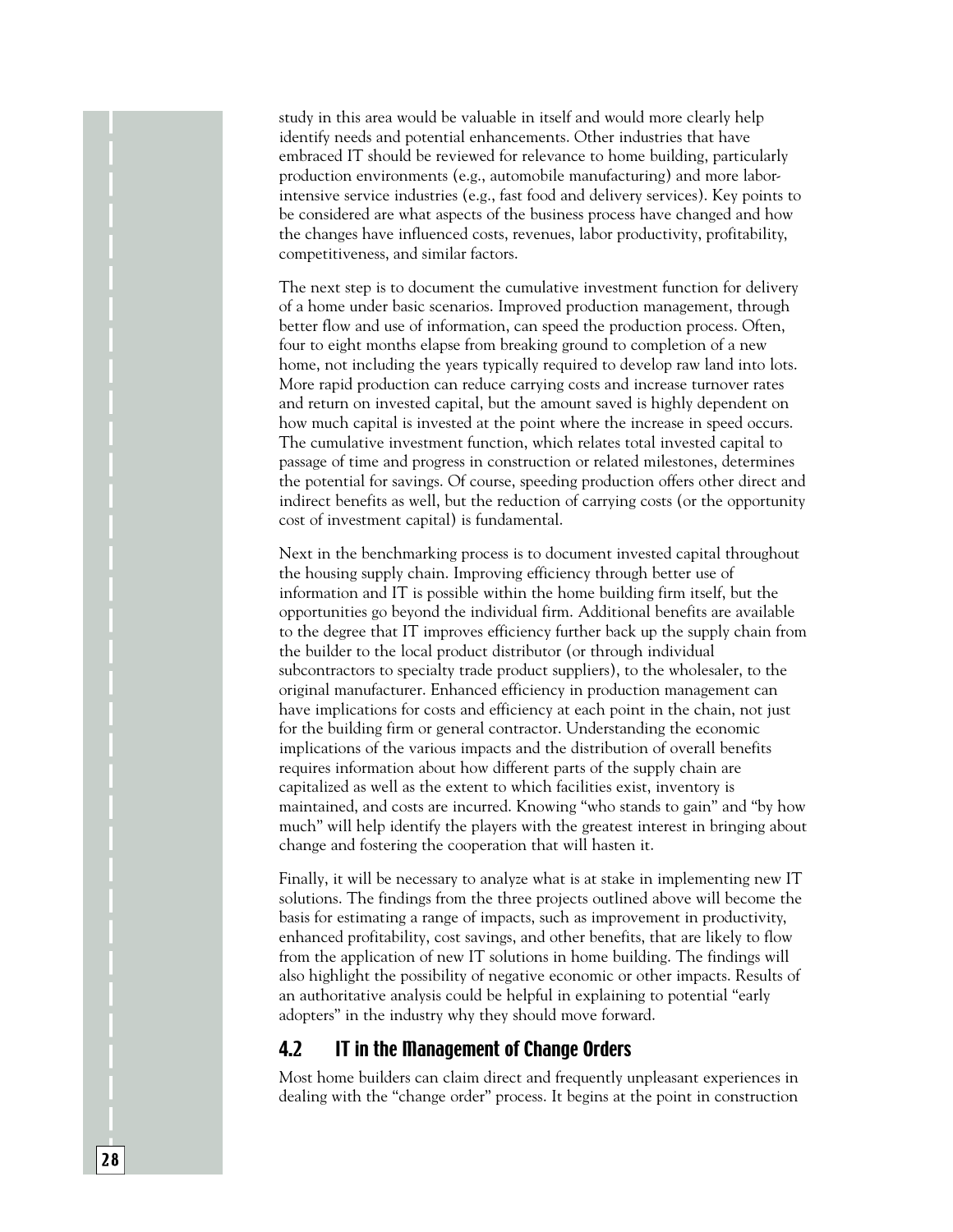study in this area would be valuable in itself and would more clearly help identify needs and potential enhancements. Other industries that have embraced IT should be reviewed for relevance to home building, particularly production environments (e.g., automobile manufacturing) and more labor-intensive service industries (e.g., fast food and delivery services). Key points to be considered are what aspects of the business process have changed and how the changes have influenced costs, revenues, labor productivity, profitability, competitiveness, and similar factors.

The next step is to document the cumulative investment function for delivery of a home under basic scenarios. Improved production management, through better flow and use of information, can speed the production process. Often, four to eight months elapse from breaking ground to completion of a new home, not including the years typically required to develop raw land into lots. More rapid production can reduce carrying costs and increase turnover rates and return on invested capital, but the amount saved is highly dependent on how much capital is invested at the point where the increase in speed occurs. The cumulative investment function, which relates total invested capital to passage of time and progress in construction or related milestones, determines the potential for savings. Of course, speeding production offers other direct and indirect benefits as well, but the reduction of carrying costs (or the opportunity cost of investment capital) is fundamental.

Next in the benchmarking process is to document invested capital throughout the housing supply chain. Improving efficiency through better use of information and IT is possible within the home building firm itself, but the opportunities go beyond the individual firm. Additional benefits are available to the degree that IT improves efficiency further back up the supply chain from the builder to the local product distributor (or through individual subcontractors to specialty trade product suppliers), to the wholesaler, to the original manufacturer. Enhanced efficiency in production management can have implications for costs and efficiency at each point in the chain, not just for the building firm or general contractor. Understanding the economic implications of the various impacts and the distribution of overall benefits requires information about how different parts of the supply chain are capitalized as well as the extent to which facilities exist, inventory is maintained, and costs are incurred. Knowing "who stands to gain" and "by how much" will help identify the players with the greatest interest in bringing about change and fostering the cooperation that will hasten it.

Finally, it will be necessary to analyze what is at stake in implementing new IT solutions. The findings from the three projects outlined above will become the basis for estimating a range of impacts, such as improvement in productivity, enhanced profitability, cost savings, and other benefits, that are likely to flow from the application of new IT solutions in home building. The findings will also highlight the possibility of negative economic or other impacts. Results of an authoritative analysis could be helpful in explaining to potential "early adopters" in the industry why they should move forward.

## 4.2 IT in the Management of Change Orders

Most home builders can claim direct and frequently unpleasant experiences in dealing with the "change order" process. It begins at the point in construction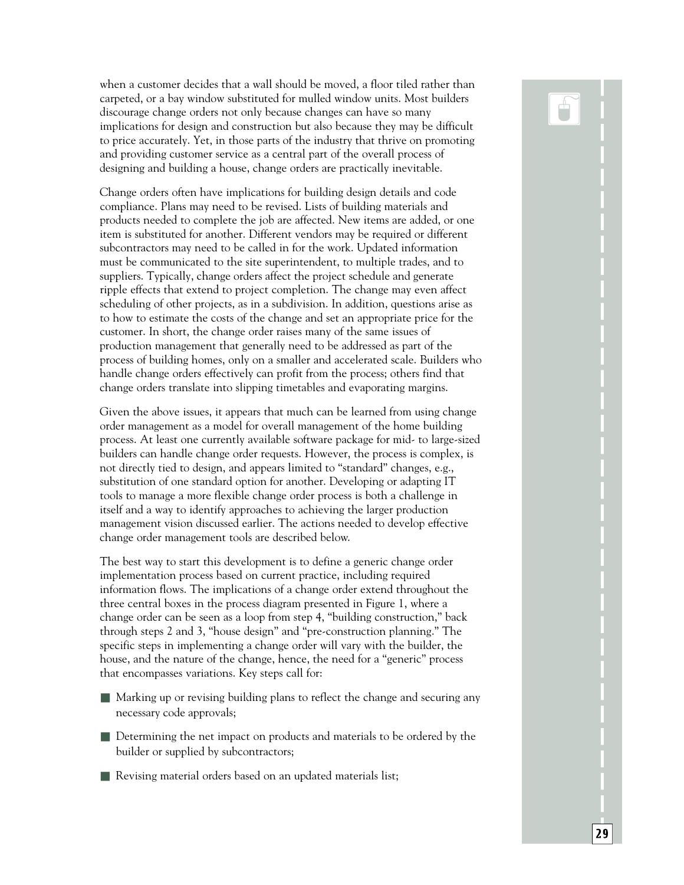when a customer decides that a wall should be moved, a floor tiled rather than carpeted, or a bay window substituted for mulled window units. Most builders discourage change orders not only because changes can have so many implications for design and construction but also because they may be difficult to price accurately. Yet, in those parts of the industry that thrive on promoting and providing customer service as a central part of the overall process of designing and building a house, change orders are practically inevitable.

Change orders often have implications for building design details and code compliance. Plans may need to be revised. Lists of building materials and products needed to complete the job are affected. New items are added, or one item is substituted for another. Different vendors may be required or different subcontractors may need to be called in for the work. Updated information must be communicated to the site superintendent, to multiple trades, and to suppliers. Typically, change orders affect the project schedule and generate ripple effects that extend to project completion. The change may even affect scheduling of other projects, as in a subdivision. In addition, questions arise as to how to estimate the costs of the change and set an appropriate price for the customer. In short, the change order raises many of the same issues of production management that generally need to be addressed as part of the process of building homes, only on a smaller and accelerated scale. Builders who handle change orders effectively can profit from the process; others find that change orders translate into slipping timetables and evaporating margins.

Given the above issues, it appears that much can be learned from using change order management as a model for overall management of the home building process. At least one currently available software package for mid- to large-sized builders can handle change order requests. However, the process is complex, is not directly tied to design, and appears limited to "standard" changes, e.g., substitution of one standard option for another. Developing or adapting IT tools to manage a more flexible change order process is both a challenge in itself and a way to identify approaches to achieving the larger production management vision discussed earlier. The actions needed to develop effective change order management tools are described below.

The best way to start this development is to define a generic change order implementation process based on current practice, including required information flows. The implications of a change order extend throughout the three central boxes in the process diagram presented in Figure 1, where a change order can be seen as a loop from step 4, "building construction," back through steps 2 and 3, "house design" and "pre-construction planning." The specific steps in implementing a change order will vary with the builder, the house, and the nature of the change, hence, the need for a "generic" process that encompasses variations. Key steps call for:

- Marking up or revising building plans to reflect the change and securing any necessary code approvals;
- Determining the net impact on products and materials to be ordered by the builder or supplied by subcontractors;
- Revising material orders based on an updated materials list;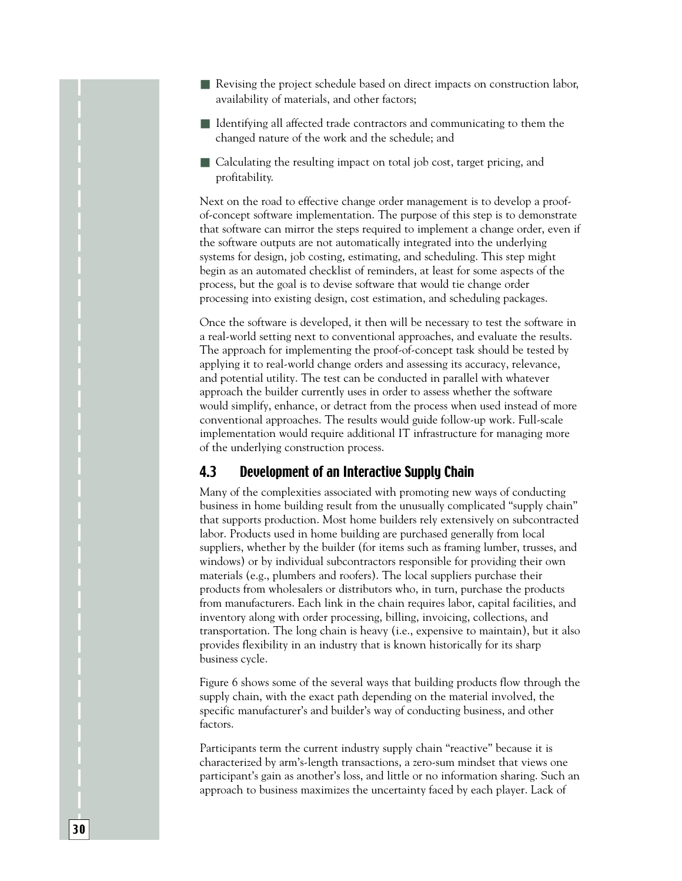- Revising the project schedule based on direct impacts on construction labor, availability of materials, and other factors;
- Identifying all affected trade contractors and communicating to them the changed nature of the work and the schedule; and
- Calculating the resulting impact on total job cost, target pricing, and profitability.

Next on the road to effective change order management is to develop a proof-of-concept software implementation. The purpose of this step is to demonstrate that software can mirror the steps required to implement a change order, even if the software outputs are not automatically integrated into the underlying systems for design, job costing, estimating, and scheduling. This step might begin as an automated checklist of reminders, at least for some aspects of the process, but the goal is to devise software that would tie change order processing into existing design, cost estimation, and scheduling packages.

Once the software is developed, it then will be necessary to test the software in a real-world setting next to conventional approaches, and evaluate the results. The approach for implementing the proof-of-concept task should be tested by applying it to real-world change orders and assessing its accuracy, relevance, and potential utility. The test can be conducted in parallel with whatever approach the builder currently uses in order to assess whether the software would simplify, enhance, or detract from the process when used instead of more conventional approaches. The results would guide follow-up work. Full-scale implementation would require additional IT infrastructure for managing more of the underlying construction process.

## 4.3 Development of an Interactive Supply Chain

Many of the complexities associated with promoting new ways of conducting business in home building result from the unusually complicated "supply chain" that supports production. Most home builders rely extensively on subcontracted labor. Products used in home building are purchased generally from local suppliers, whether by the builder (for items such as framing lumber, trusses, and windows) or by individual subcontractors responsible for providing their own materials (e.g., plumbers and roofers). The local suppliers purchase their products from wholesalers or distributors who, in turn, purchase the products from manufacturers. Each link in the chain requires labor, capital facilities, and inventory along with order processing, billing, invoicing, collections, and transportation. The long chain is heavy (i.e., expensive to maintain), but it also provides flexibility in an industry that is known historically for its sharp business cycle.

Figure 6 shows some of the several ways that building products flow through the supply chain, with the exact path depending on the material involved, the specific manufacturer's and builder's way of conducting business, and other factors.

Participants term the current industry supply chain "reactive" because it is characterized by arm's-length transactions, a zero-sum mindset that views one participant's gain as another's loss, and little or no information sharing. Such an approach to business maximizes the uncertainty faced by each player. Lack of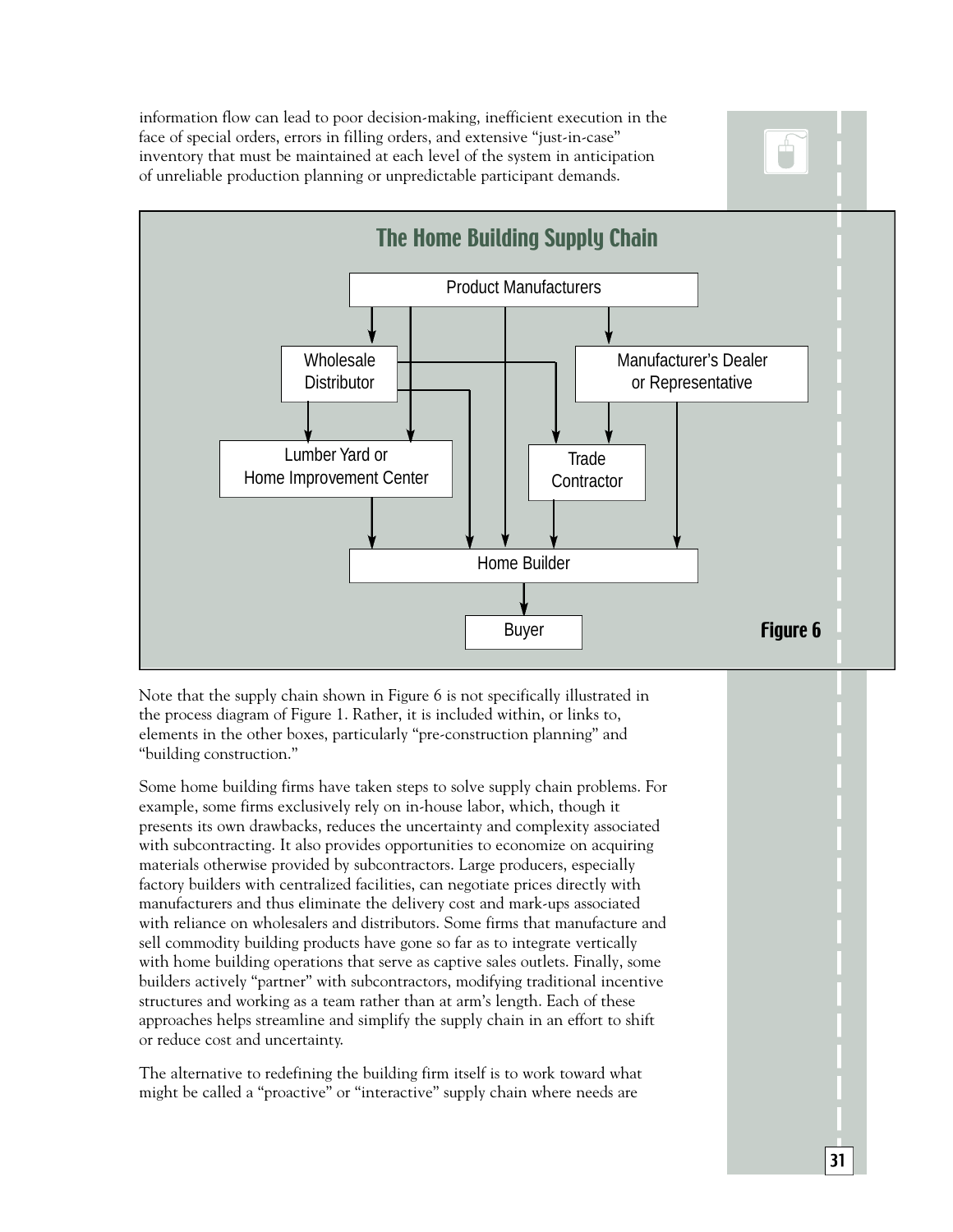information flow can lead to poor decision-making, inefficient execution in the face of special orders, errors in filling orders, and extensive "just-in-case" inventory that must be maintained at each level of the system in anticipation of unreliable production planning or unpredictable participant demands.

## The Home Building Supply Chain

Product Manufacturers

Wholesale Distributor

Manufacturer's Dealer or Representative

Lumber Yard or Home Improvement Center

Trade Contractor

Home Builder

Buyer

**Figure 6**

Note that the supply chain shown in Figure 6 is not specifically illustrated in the process diagram of Figure 1. Rather, it is included within, or links to, elements in the other boxes, particularly "pre-construction planning" and "building construction."

Some home building firms have taken steps to solve supply chain problems. For example, some firms exclusively rely on in-house labor, which, though it presents its own drawbacks, reduces the uncertainty and complexity associated with subcontracting. It also provides opportunities to economize on acquiring materials otherwise provided by subcontractors. Large producers, especially factory builders with centralized facilities, can negotiate prices directly with manufacturers and thus eliminate the delivery cost and mark-ups associated with reliance on wholesalers and distributors. Some firms that manufacture and sell commodity building products have gone so far as to integrate vertically with home building operations that serve as captive sales outlets. Finally, some builders actively "partner" with subcontractors, modifying traditional incentive structures and working as a team rather than at arm's length. Each of these approaches helps streamline and simplify the supply chain in an effort to shift or reduce cost and uncertainty.

The alternative to redefining the building firm itself is to work toward what might be called a "proactive" or "interactive" supply chain where needs are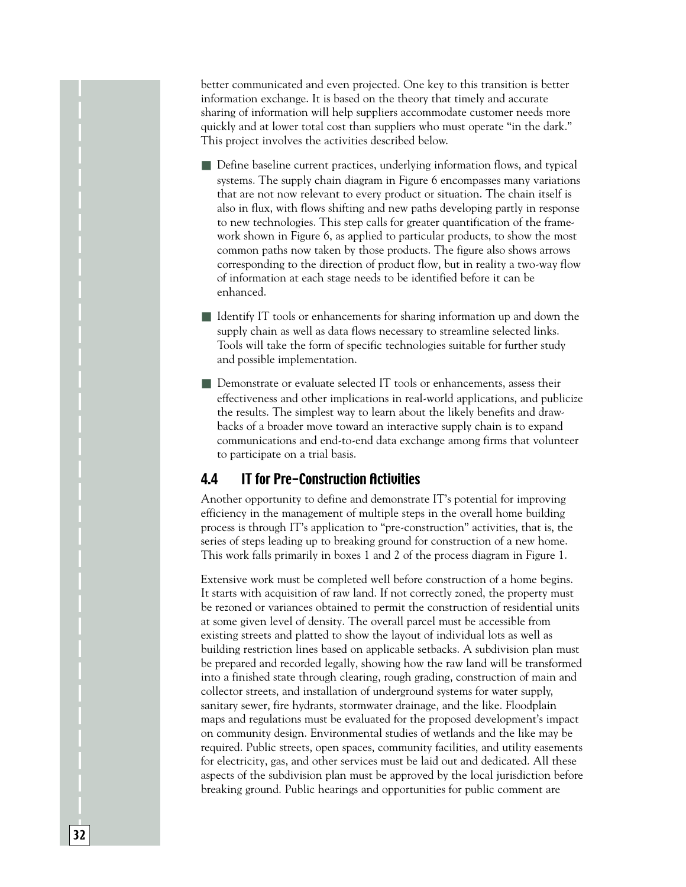better communicated and even projected. One key to this transition is better information exchange. It is based on the theory that timely and accurate sharing of information will help suppliers accommodate customer needs more quickly and at lower total cost than suppliers who must operate "in the dark." This project involves the activities described below.

- Define baseline current practices, underlying information flows, and typical systems. The supply chain diagram in Figure 6 encompasses many variations that are not now relevant to every product or situation. The chain itself is also in flux, with flows shifting and new paths developing partly in response to new technologies. This step calls for greater quantification of the framework shown in Figure 6, as applied to particular products, to show the most common paths now taken by those products. The figure also shows arrows corresponding to the direction of product flow, but in reality a two-way flow of information at each stage needs to be identified before it can be enhanced.

- Identify IT tools or enhancements for sharing information up and down the supply chain as well as data flows necessary to streamline selected links. Tools will take the form of specific technologies suitable for further study and possible implementation.

- Demonstrate or evaluate selected IT tools or enhancements, assess their effectiveness and other implications in real-world applications, and publicize the results. The simplest way to learn about the likely benefits and drawbacks of a broader move toward an interactive supply chain is to expand communications and end-to-end data exchange among firms that volunteer to participate on a trial basis.

## 4.4 IT for Pre-Construction Activities

Another opportunity to define and demonstrate IT's potential for improving efficiency in the management of multiple steps in the overall home building process is through IT's application to "pre-construction" activities, that is, the series of steps leading up to breaking ground for construction of a new home. This work falls primarily in boxes 1 and 2 of the process diagram in Figure 1.

Extensive work must be completed well before construction of a home begins. It starts with acquisition of raw land. If not correctly zoned, the property must be rezoned or variances obtained to permit the construction of residential units at some given level of density. The overall parcel must be accessible from existing streets and platted to show the layout of individual lots as well as building restriction lines based on applicable setbacks. A subdivision plan must be prepared and recorded legally, showing how the raw land will be transformed into a finished state through clearing, rough grading, construction of main and collector streets, and installation of underground systems for water supply, sanitary sewer, fire hydrants, stormwater drainage, and the like. Floodplain maps and regulations must be evaluated for the proposed development's impact on community design. Environmental studies of wetlands and the like may be required. Public streets, open spaces, community facilities, and utility easements for electricity, gas, and other services must be laid out and dedicated. All these aspects of the subdivision plan must be approved by the local jurisdiction before breaking ground. Public hearings and opportunities for public comment are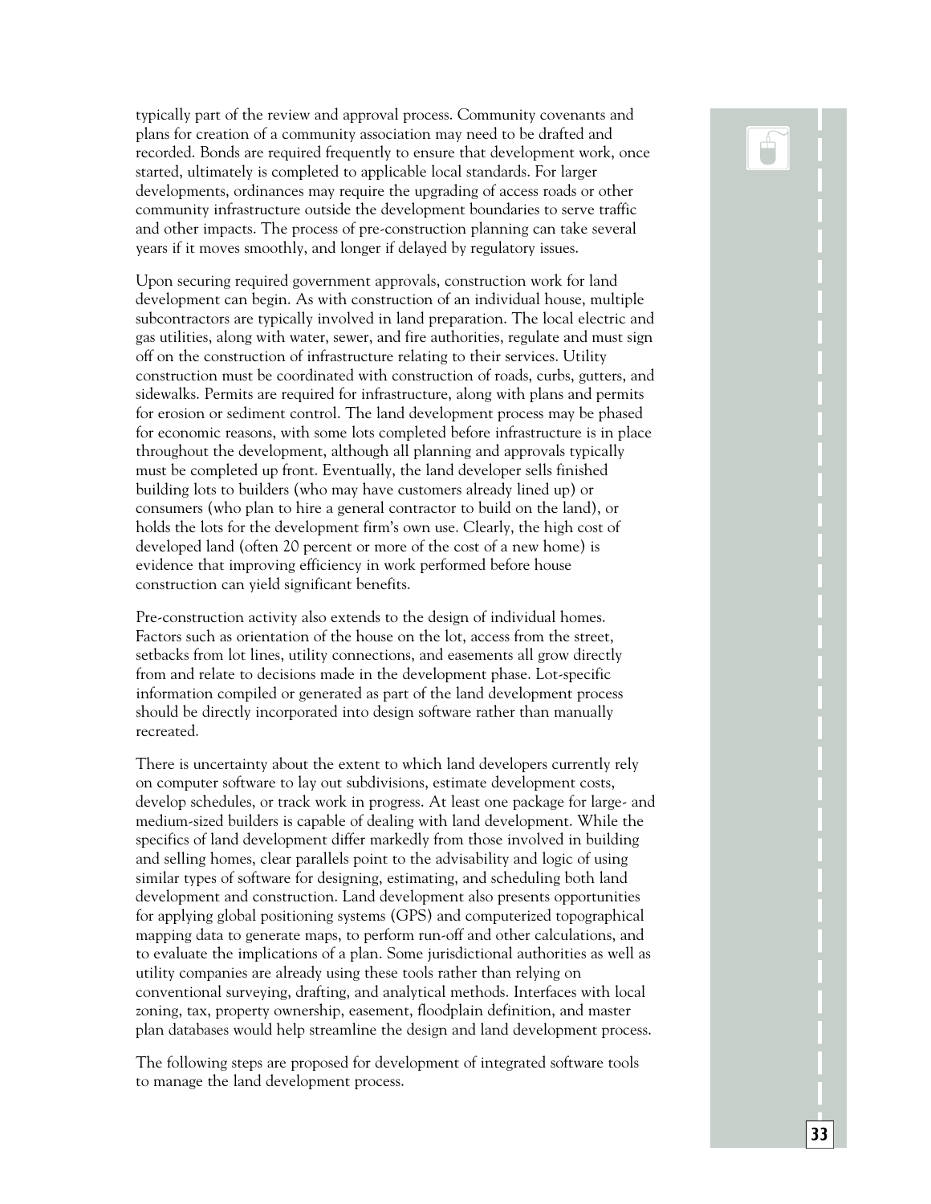typically part of the review and approval process. Community covenants and plans for creation of a community association may need to be drafted and recorded. Bonds are required frequently to ensure that development work, once started, ultimately is completed to applicable local standards. For larger developments, ordinances may require the upgrading of access roads or other community infrastructure outside the development boundaries to serve traffic and other impacts. The process of pre-construction planning can take several years if it moves smoothly, and longer if delayed by regulatory issues.

Upon securing required government approvals, construction work for land development can begin. As with construction of an individual house, multiple subcontractors are typically involved in land preparation. The local electric and gas utilities, along with water, sewer, and fire authorities, regulate and must sign off on the construction of infrastructure relating to their services. Utility construction must be coordinated with construction of roads, curbs, gutters, and sidewalks. Permits are required for infrastructure, along with plans and permits for erosion or sediment control. The land development process may be phased for economic reasons, with some lots completed before infrastructure is in place throughout the development, although all planning and approvals typically must be completed up front. Eventually, the land developer sells finished building lots to builders (who may have customers already lined up) or consumers (who plan to hire a general contractor to build on the land), or holds the lots for the development firm's own use. Clearly, the high cost of developed land (often 20 percent or more of the cost of a new home) is evidence that improving efficiency in work performed before house construction can yield significant benefits.

Pre-construction activity also extends to the design of individual homes. Factors such as orientation of the house on the lot, access from the street, setbacks from lot lines, utility connections, and easements all grow directly from and relate to decisions made in the development phase. Lot-specific information compiled or generated as part of the land development process should be directly incorporated into design software rather than manually recreated.

There is uncertainty about the extent to which land developers currently rely on computer software to lay out subdivisions, estimate development costs, develop schedules, or track work in progress. At least one package for large- and medium-sized builders is capable of dealing with land development. While the specifics of land development differ markedly from those involved in building and selling homes, clear parallels point to the advisability and logic of using similar types of software for designing, estimating, and scheduling both land development and construction. Land development also presents opportunities for applying global positioning systems (GPS) and computerized topographical mapping data to generate maps, to perform run-off and other calculations, and to evaluate the implications of a plan. Some jurisdictional authorities as well as utility companies are already using these tools rather than relying on conventional surveying, drafting, and analytical methods. Interfaces with local zoning, tax, property ownership, easement, floodplain definition, and master plan databases would help streamline the design and land development process.

The following steps are proposed for development of integrated software tools to manage the land development process.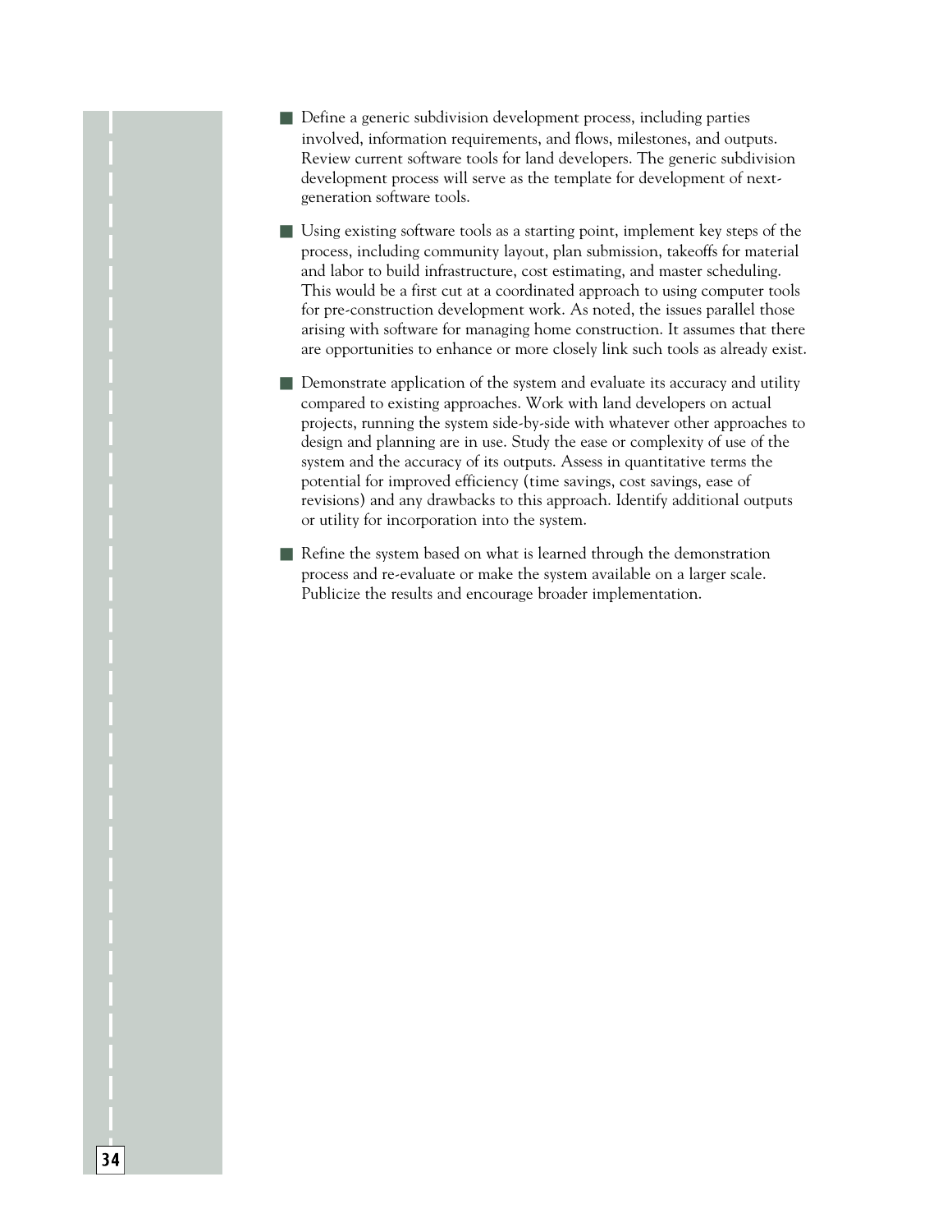- Define a generic subdivision development process, including parties involved, information requirements, and flows, milestones, and outputs. Review current software tools for land developers. The generic subdivision development process will serve as the template for development of next-generation software tools.

- Using existing software tools as a starting point, implement key steps of the process, including community layout, plan submission, takeoffs for material and labor to build infrastructure, cost estimating, and master scheduling. This would be a first cut at a coordinated approach to using computer tools for pre-construction development work. As noted, the issues parallel those arising with software for managing home construction. It assumes that there are opportunities to enhance or more closely link such tools as already exist.

- Demonstrate application of the system and evaluate its accuracy and utility compared to existing approaches. Work with land developers on actual projects, running the system side-by-side with whatever other approaches to design and planning are in use. Study the ease or complexity of use of the system and the accuracy of its outputs. Assess in quantitative terms the potential for improved efficiency (time savings, cost savings, ease of revisions) and any drawbacks to this approach. Identify additional outputs or utility for incorporation into the system.

- Refine the system based on what is learned through the demonstration process and re-evaluate or make the system available on a larger scale. Publicize the results and encourage broader implementation.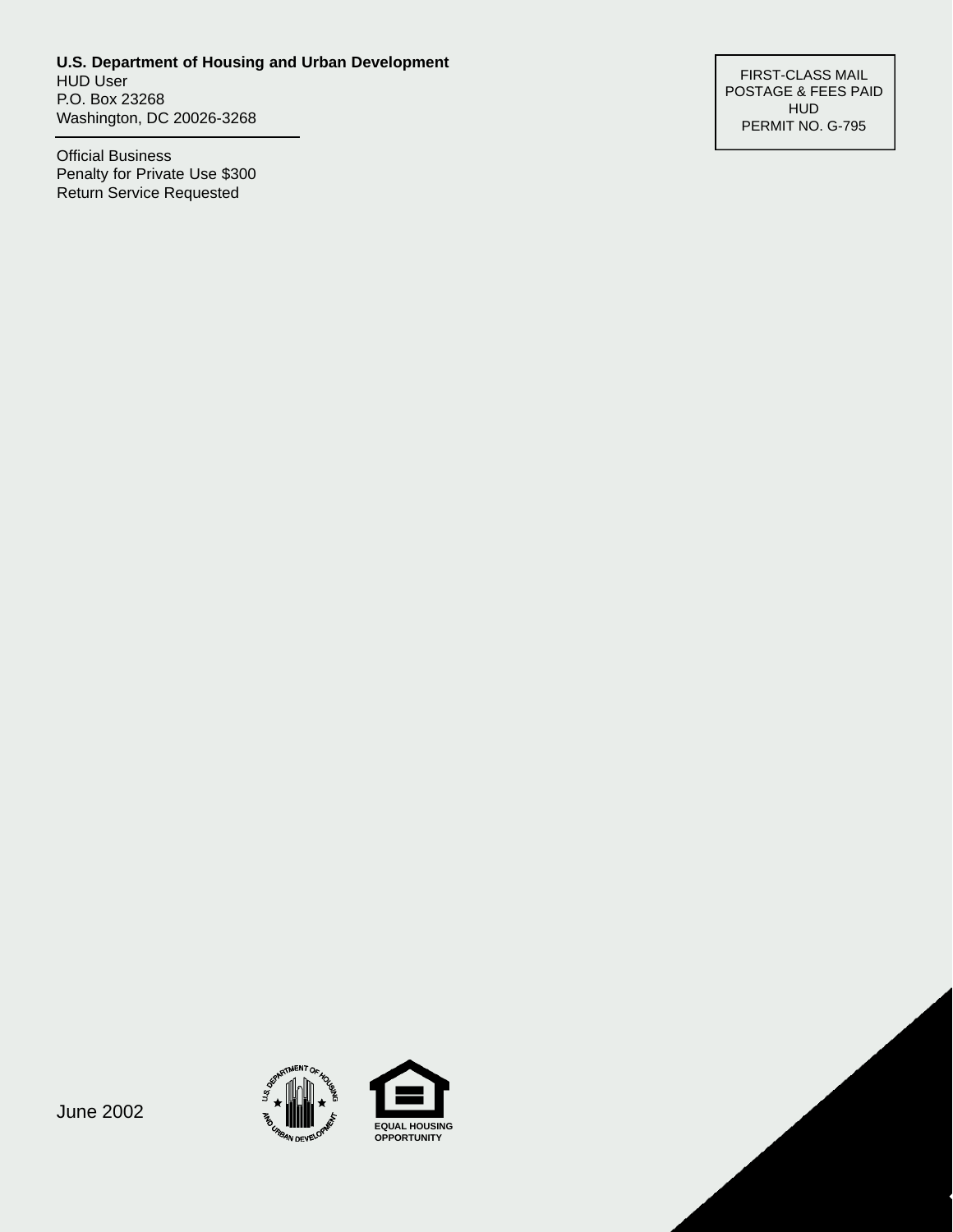**U.S. Department of Housing and Urban Development**
HUD User
P.O. Box 23268
Washington, DC 20026-3268

Official Business
Penalty for Private Use $300
Return Service Requested

FIRST-CLASS MAIL
POSTAGE & FEES PAID
HUD
PERMIT NO. G-795

June 2002

EQUAL HOUSING OPPORTUNITY